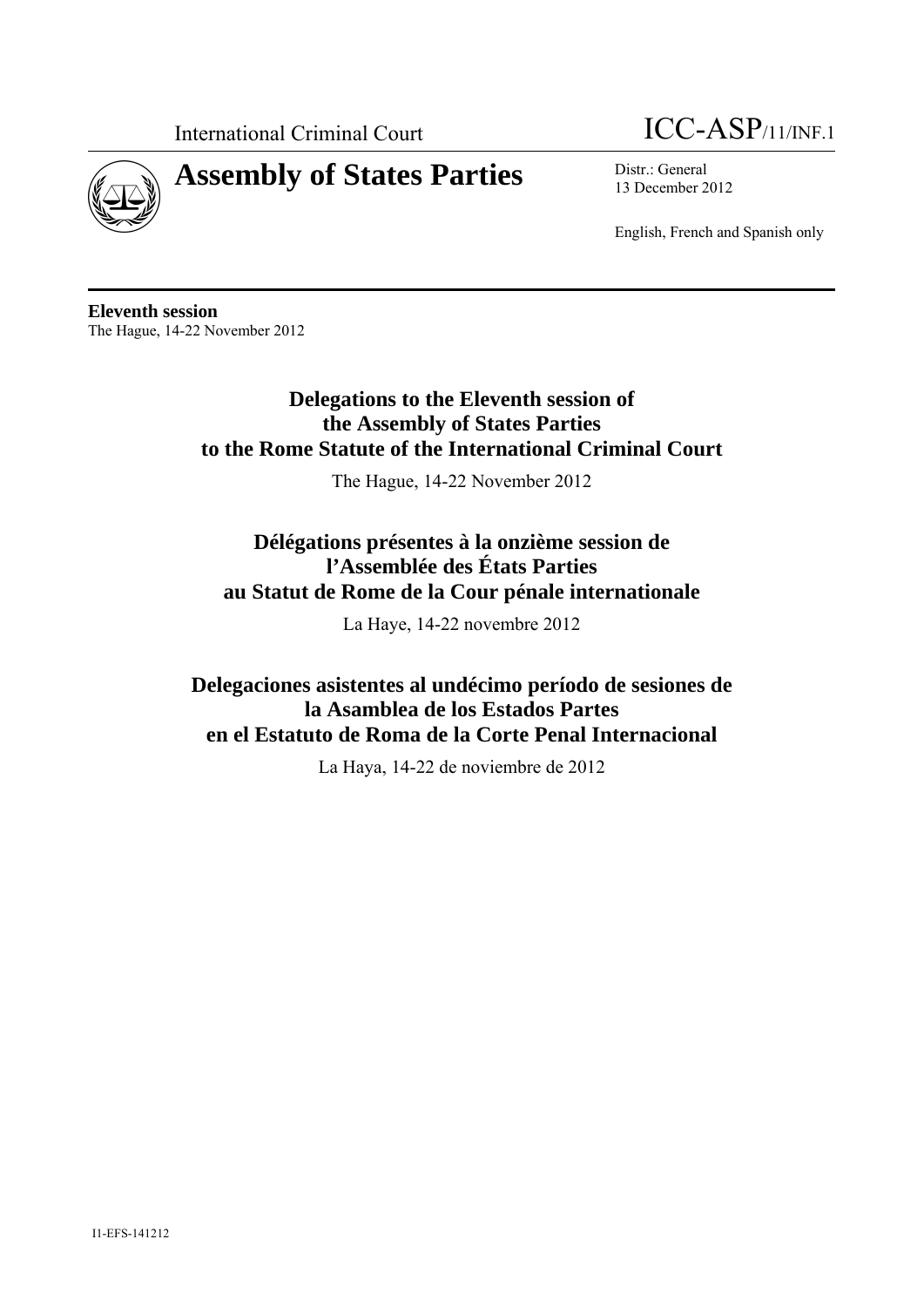International Criminal Court

ICC-ASP/11/INF.1

# Assembly of States Parties

Distr.: General
13 December 2012

English, French and Spanish only

**Eleventh session**
The Hague, 14-22 November 2012

## Delegations to the Eleventh session of the Assembly of States Parties to the Rome Statute of the International Criminal Court

The Hague, 14-22 November 2012

## Délégations présentes à la onzième session de l'Assemblée des États Parties au Statut de Rome de la Cour pénale internationale

La Haye, 14-22 novembre 2012

## Delegaciones asistentes al undécimo período de sesiones de la Asamblea de los Estados Partes en el Estatuto de Roma de la Corte Penal Internacional

La Haya, 14-22 de noviembre de 2012

I1-EFS-141212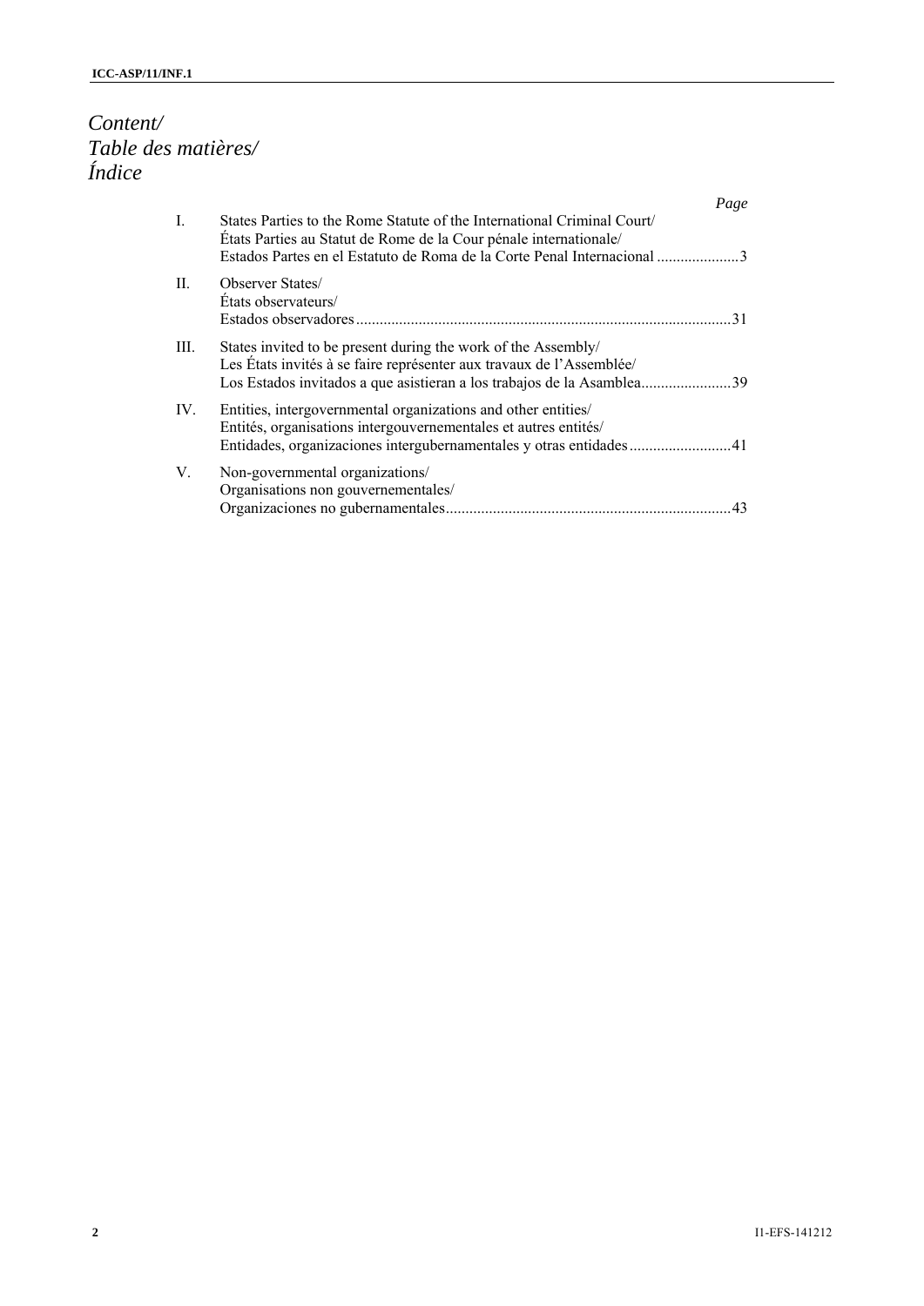*Content/*
*Table des matières/*
*Índice*

| | | Page |
|---|---|---|
| I. | States Parties to the Rome Statute of the International Criminal Court/<br>États Parties au Statut de Rome de la Cour pénale internationale/<br>Estados Partes en el Estatuto de Roma de la Corte Penal Internacional | 3 |
| II. | Observer States/<br>États observateurs/<br>Estados observadores | 31 |
| III. | States invited to be present during the work of the Assembly/<br>Les États invités à se faire représenter aux travaux de l'Assemblée/<br>Los Estados invitados a que asistieran a los trabajos de la Asamblea | 39 |
| IV. | Entities, intergovernmental organizations and other entities/<br>Entités, organisations intergouvernementales et autres entités/<br>Entidades, organizaciones intergubernamentales y otras entidades | 41 |
| V. | Non-governmental organizations/<br>Organisations non gouvernementales/<br>Organizaciones no gubernamentales | 43 |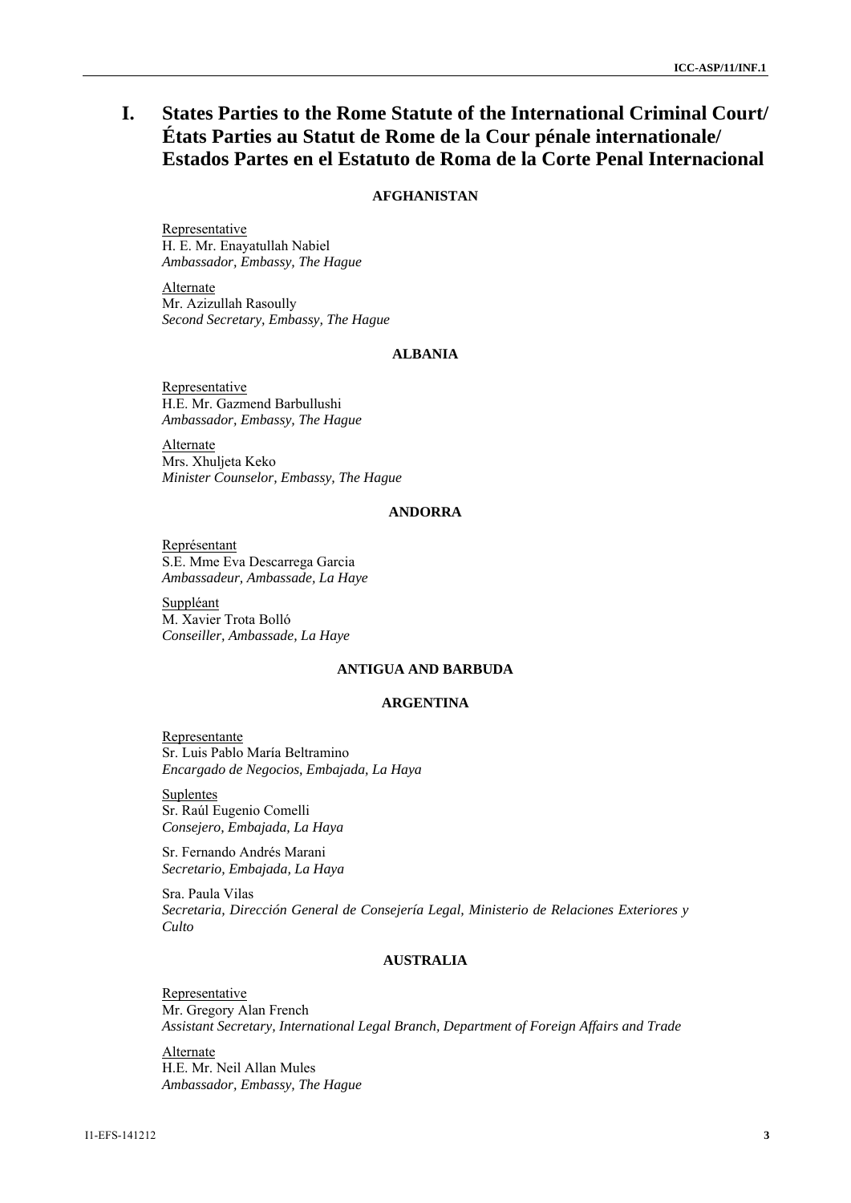# I. States Parties to the Rome Statute of the International Criminal Court/ États Parties au Statut de Rome de la Cour pénale internationale/ Estados Partes en el Estatuto de Roma de la Corte Penal Internacional

**AFGHANISTAN**

Representative
H. E. Mr. Enayatullah Nabiel
*Ambassador, Embassy, The Hague*

Alternate
Mr. Azizullah Rasoully
*Second Secretary, Embassy, The Hague*

**ALBANIA**

Representative
H.E. Mr. Gazmend Barbullushi
*Ambassador, Embassy, The Hague*

Alternate
Mrs. Xhuljeta Keko
*Minister Counselor, Embassy, The Hague*

**ANDORRA**

Représentant
S.E. Mme Eva Descarrega Garcia
*Ambassadeur, Ambassade, La Haye*

Suppléant
M. Xavier Trota Bolló
*Conseiller, Ambassade, La Haye*

**ANTIGUA AND BARBUDA**

**ARGENTINA**

Representante
Sr. Luis Pablo María Beltramino
*Encargado de Negocios, Embajada, La Haya*

Suplentes
Sr. Raúl Eugenio Comelli
*Consejero, Embajada, La Haya*

Sr. Fernando Andrés Marani
*Secretario, Embajada, La Haya*

Sra. Paula Vilas
*Secretaria, Dirección General de Consejería Legal, Ministerio de Relaciones Exteriores y Culto*

**AUSTRALIA**

Representative
Mr. Gregory Alan French
*Assistant Secretary, International Legal Branch, Department of Foreign Affairs and Trade*

Alternate
H.E. Mr. Neil Allan Mules
*Ambassador, Embassy, The Hague*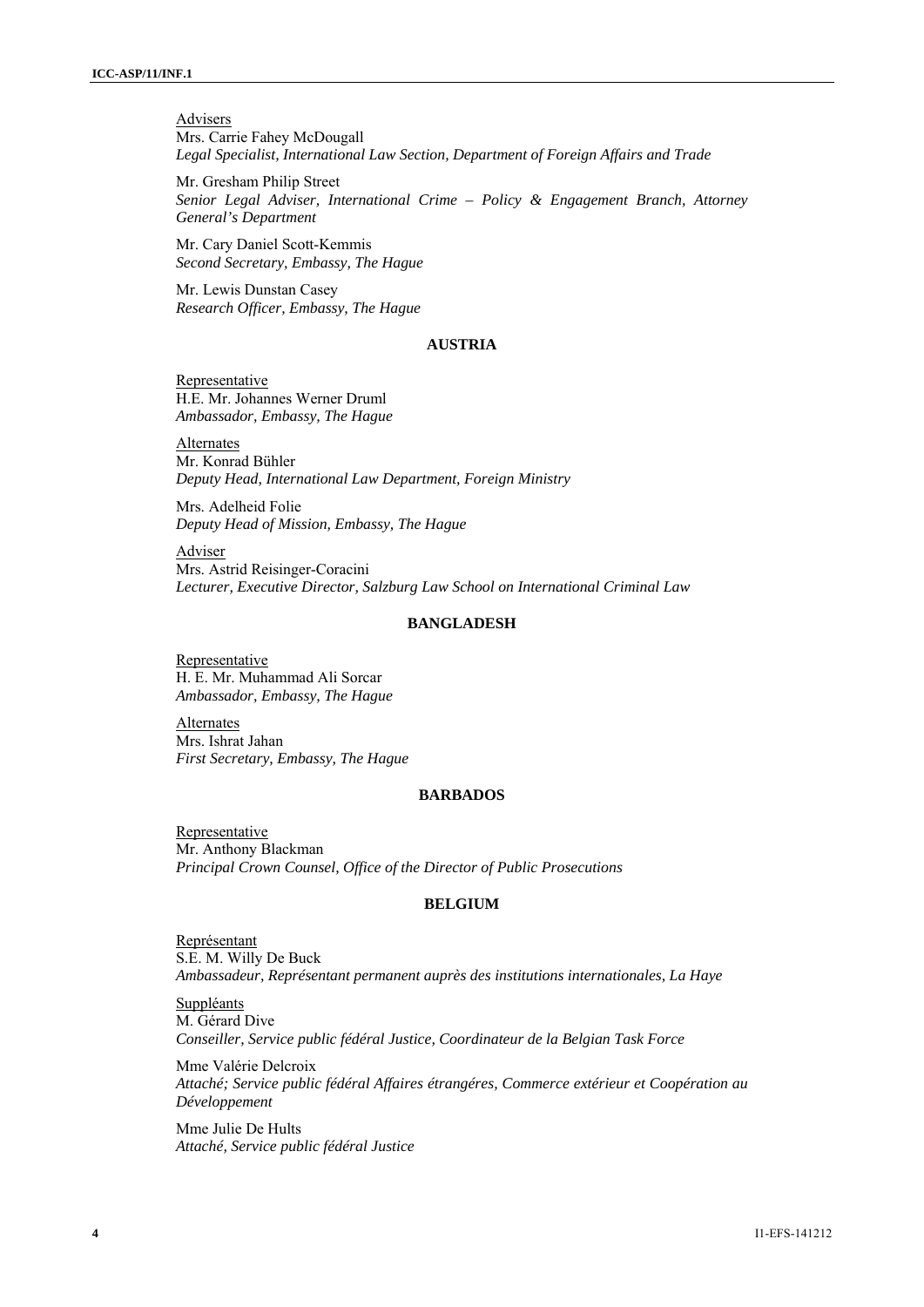Advisers

Mrs. Carrie Fahey McDougall
*Legal Specialist, International Law Section, Department of Foreign Affairs and Trade*

Mr. Gresham Philip Street
*Senior Legal Adviser, International Crime – Policy & Engagement Branch, Attorney General's Department*

Mr. Cary Daniel Scott-Kemmis
*Second Secretary, Embassy, The Hague*

Mr. Lewis Dunstan Casey
*Research Officer, Embassy, The Hague*

## AUSTRIA

Representative

H.E. Mr. Johannes Werner Druml
*Ambassador, Embassy, The Hague*

Alternates

Mr. Konrad Bühler
*Deputy Head, International Law Department, Foreign Ministry*

Mrs. Adelheid Folie
*Deputy Head of Mission, Embassy, The Hague*

Adviser

Mrs. Astrid Reisinger-Coracini
*Lecturer, Executive Director, Salzburg Law School on International Criminal Law*

## BANGLADESH

Representative

H. E. Mr. Muhammad Ali Sorcar
*Ambassador, Embassy, The Hague*

Alternates

Mrs. Ishrat Jahan
*First Secretary, Embassy, The Hague*

## BARBADOS

Representative

Mr. Anthony Blackman
*Principal Crown Counsel, Office of the Director of Public Prosecutions*

## BELGIUM

Représentant

S.E. M. Willy De Buck
*Ambassadeur, Représentant permanent auprès des institutions internationales, La Haye*

Suppléants

M. Gérard Dive
*Conseiller, Service public fédéral Justice, Coordinateur de la Belgian Task Force*

Mme Valérie Delcroix
*Attaché; Service public fédéral Affaires étrangéres, Commerce extérieur et Coopération au Développement*

Mme Julie De Hults
*Attaché, Service public fédéral Justice*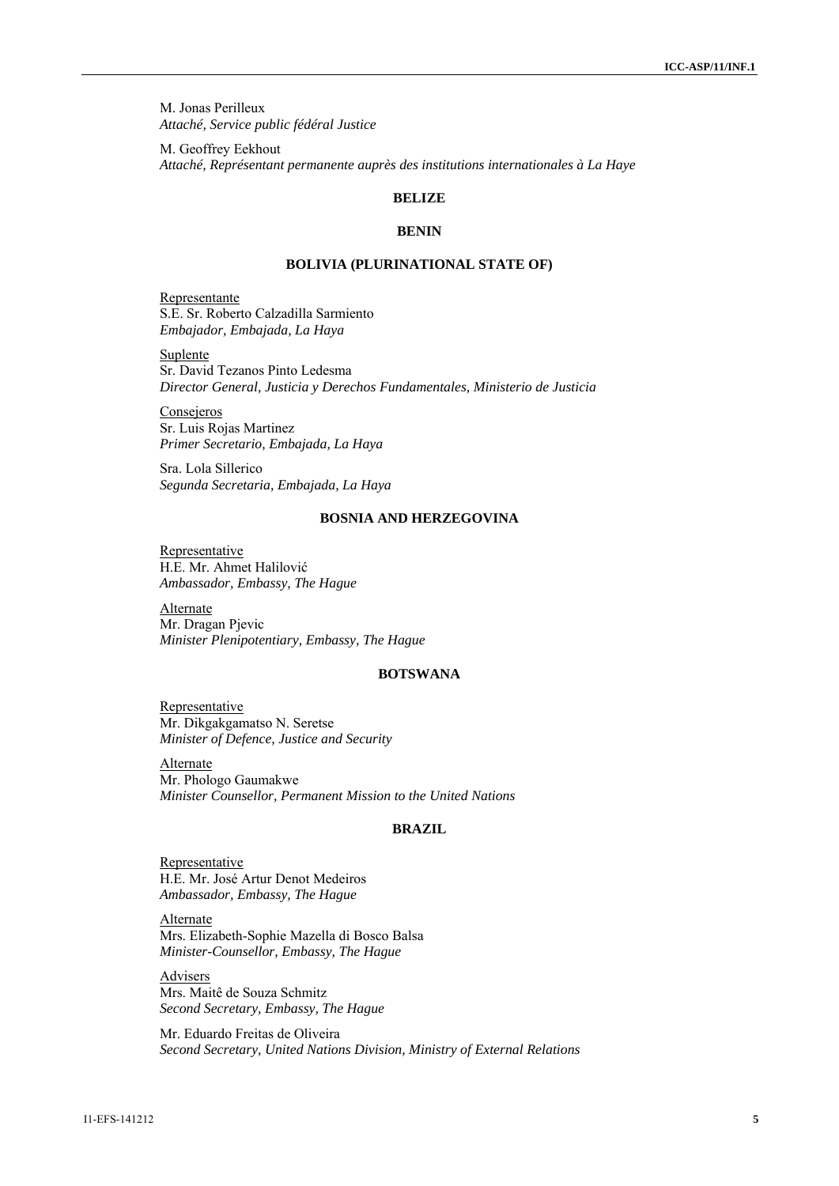M. Jonas Perilleux
*Attaché, Service public fédéral Justice*

M. Geoffrey Eekhout
*Attaché, Représentant permanente auprès des institutions internationales à La Haye*

**BELIZE**

**BENIN**

**BOLIVIA (PLURINATIONAL STATE OF)**

Representante
S.E. Sr. Roberto Calzadilla Sarmiento
*Embajador, Embajada, La Haya*

Suplente
Sr. David Tezanos Pinto Ledesma
*Director General, Justicia y Derechos Fundamentales, Ministerio de Justicia*

Consejeros
Sr. Luis Rojas Martinez
*Primer Secretario, Embajada, La Haya*

Sra. Lola Sillerico
*Segunda Secretaria, Embajada, La Haya*

**BOSNIA AND HERZEGOVINA**

Representative
H.E. Mr. Ahmet Halilović
*Ambassador, Embassy, The Hague*

Alternate
Mr. Dragan Pjevic
*Minister Plenipotentiary, Embassy, The Hague*

**BOTSWANA**

Representative
Mr. Dikgakgamatso N. Seretse
*Minister of Defence, Justice and Security*

Alternate
Mr. Phologo Gaumakwe
*Minister Counsellor, Permanent Mission to the United Nations*

**BRAZIL**

Representative
H.E. Mr. José Artur Denot Medeiros
*Ambassador, Embassy, The Hague*

Alternate
Mrs. Elizabeth-Sophie Mazella di Bosco Balsa
*Minister-Counsellor, Embassy, The Hague*

Advisers
Mrs. Maitê de Souza Schmitz
*Second Secretary, Embassy, The Hague*

Mr. Eduardo Freitas de Oliveira
*Second Secretary, United Nations Division, Ministry of External Relations*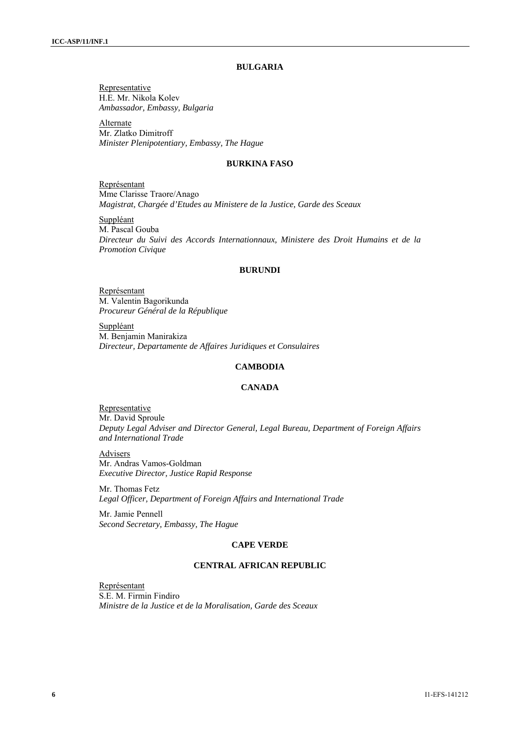## BULGARIA

Representative
H.E. Mr. Nikola Kolev
*Ambassador, Embassy, Bulgaria*

Alternate
Mr. Zlatko Dimitroff
*Minister Plenipotentiary, Embassy, The Hague*

## BURKINA FASO

Représentant
Mme Clarisse Traore/Anago
*Magistrat, Chargée d'Etudes au Ministere de la Justice, Garde des Sceaux*

Suppléant
M. Pascal Gouba
*Directeur du Suivi des Accords Internationnaux, Ministere des Droit Humains et de la Promotion Civique*

## BURUNDI

Représentant
M. Valentin Bagorikunda
*Procureur Général de la République*

Suppléant
M. Benjamin Manirakiza
*Directeur, Departamente de Affaires Juridiques et Consulaires*

## CAMBODIA

## CANADA

Representative
Mr. David Sproule
*Deputy Legal Adviser and Director General, Legal Bureau, Department of Foreign Affairs and International Trade*

Advisers
Mr. Andras Vamos-Goldman
*Executive Director, Justice Rapid Response*

Mr. Thomas Fetz
*Legal Officer, Department of Foreign Affairs and International Trade*

Mr. Jamie Pennell
*Second Secretary, Embassy, The Hague*

## CAPE VERDE

## CENTRAL AFRICAN REPUBLIC

Représentant
S.E. M. Firmin Findiro
*Ministre de la Justice et de la Moralisation, Garde des Sceaux*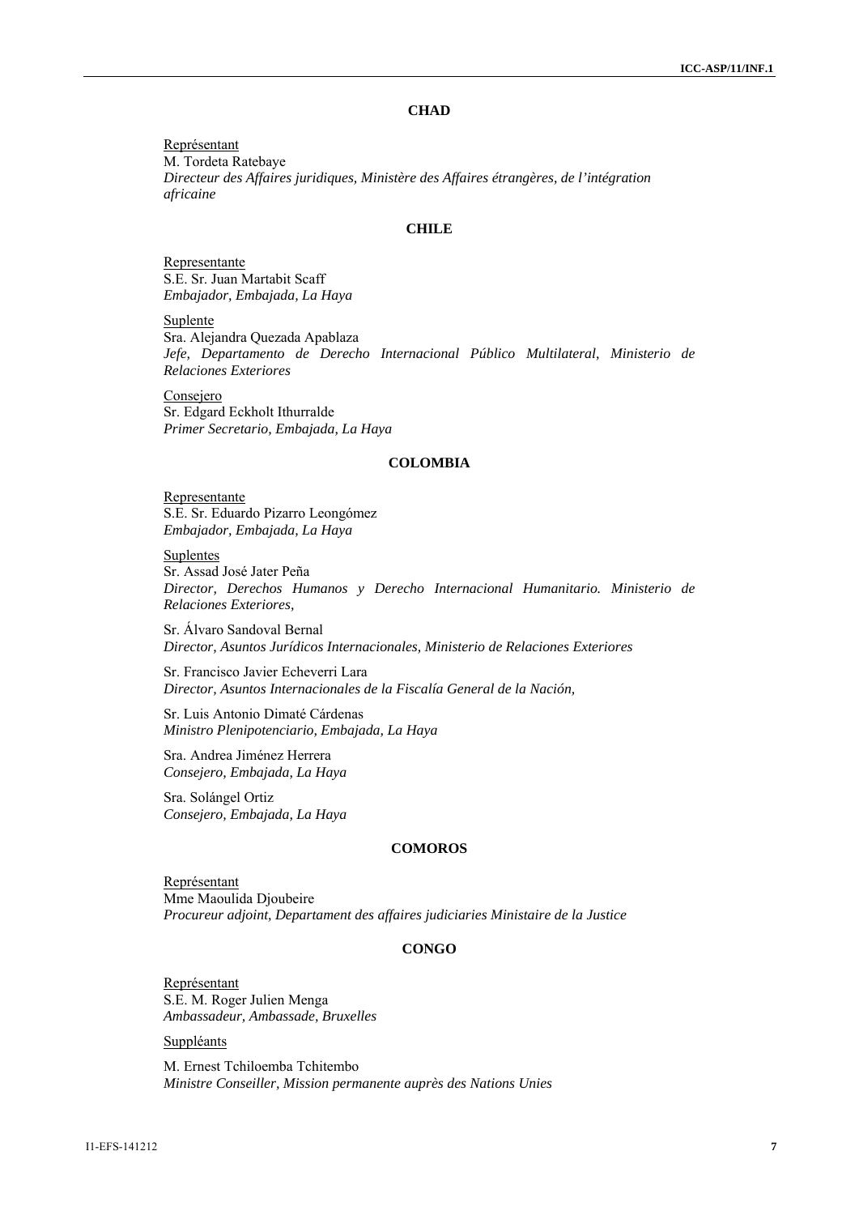### CHAD

Représentant
M. Tordeta Ratebaye
*Directeur des Affaires juridiques, Ministère des Affaires étrangères, de l'intégration africaine*

### CHILE

Representante
S.E. Sr. Juan Martabit Scaff
*Embajador, Embajada, La Haya*

Suplente
Sra. Alejandra Quezada Apablaza
*Jefe, Departamento de Derecho Internacional Público Multilateral, Ministerio de Relaciones Exteriores*

Consejero
Sr. Edgard Eckholt Ithurralde
*Primer Secretario, Embajada, La Haya*

### COLOMBIA

Representante
S.E. Sr. Eduardo Pizarro Leongómez
*Embajador, Embajada, La Haya*

Suplentes
Sr. Assad José Jater Peña
*Director, Derechos Humanos y Derecho Internacional Humanitario. Ministerio de Relaciones Exteriores,*

Sr. Álvaro Sandoval Bernal
*Director, Asuntos Jurídicos Internacionales, Ministerio de Relaciones Exteriores*

Sr. Francisco Javier Echeverri Lara
*Director, Asuntos Internacionales de la Fiscalía General de la Nación,*

Sr. Luis Antonio Dimaté Cárdenas
*Ministro Plenipotenciario, Embajada, La Haya*

Sra. Andrea Jiménez Herrera
*Consejero, Embajada, La Haya*

Sra. Solángel Ortiz
*Consejero, Embajada, La Haya*

### COMOROS

Représentant
Mme Maoulida Djoubeire
*Procureur adjoint, Departament des affaires judiciaries Ministaire de la Justice*

### CONGO

Représentant
S.E. M. Roger Julien Menga
*Ambassadeur, Ambassade, Bruxelles*

Suppléants

M. Ernest Tchiloemba Tchitembo
*Ministre Conseiller, Mission permanente auprès des Nations Unies*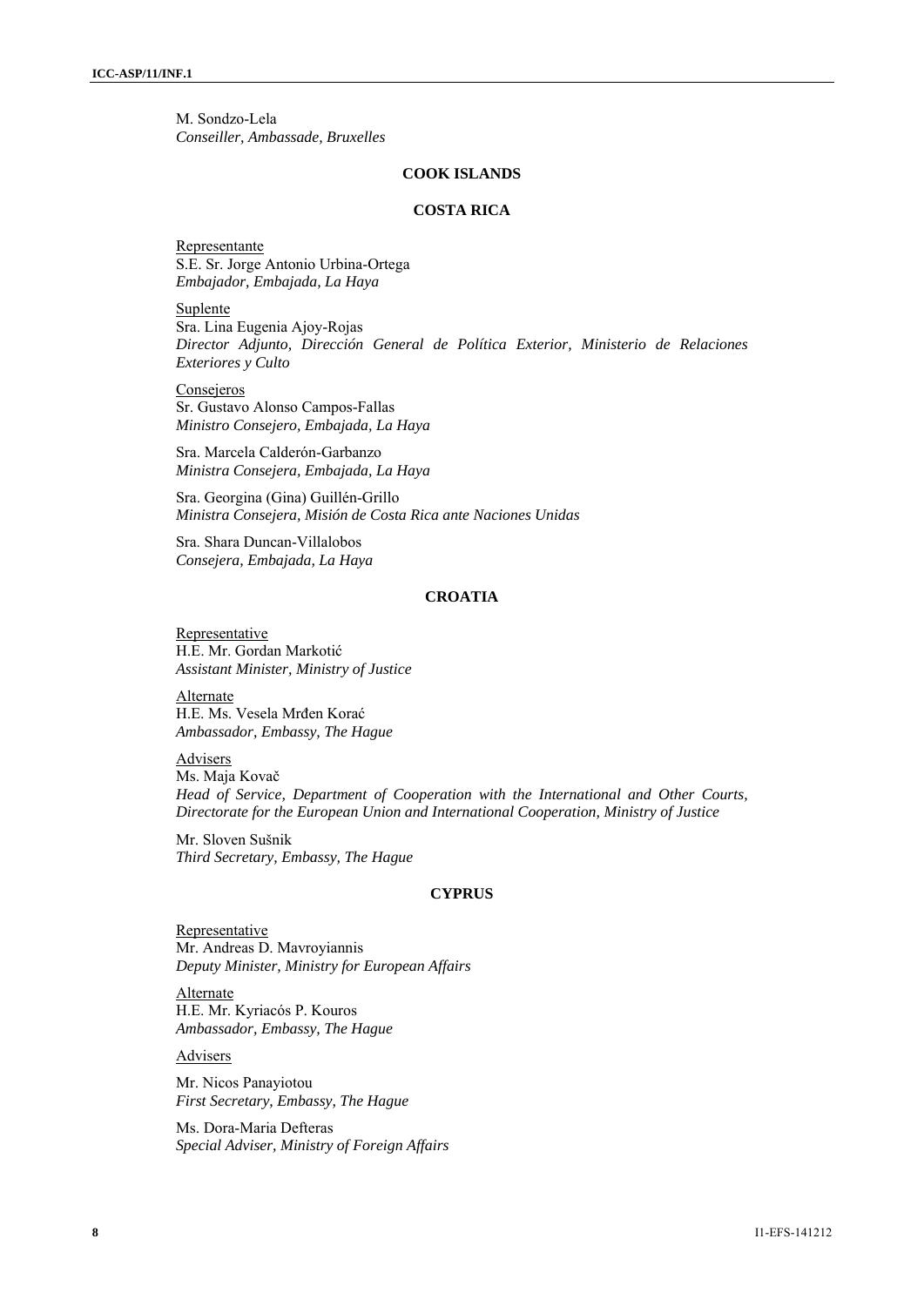M. Sondzo-Lela
*Conseiller, Ambassade, Bruxelles*

**COOK ISLANDS**

**COSTA RICA**

Representante
S.E. Sr. Jorge Antonio Urbina-Ortega
*Embajador, Embajada, La Haya*

Suplente
Sra. Lina Eugenia Ajoy-Rojas
*Director Adjunto, Dirección General de Política Exterior, Ministerio de Relaciones Exteriores y Culto*

Consejeros
Sr. Gustavo Alonso Campos-Fallas
*Ministro Consejero, Embajada, La Haya*

Sra. Marcela Calderón-Garbanzo
*Ministra Consejera, Embajada, La Haya*

Sra. Georgina (Gina) Guillén-Grillo
*Ministra Consejera, Misión de Costa Rica ante Naciones Unidas*

Sra. Shara Duncan-Villalobos
*Consejera, Embajada, La Haya*

**CROATIA**

Representative
H.E. Mr. Gordan Markotić
*Assistant Minister, Ministry of Justice*

Alternate
H.E. Ms. Vesela Mrđen Korać
*Ambassador, Embassy, The Hague*

Advisers
Ms. Maja Kovač
*Head of Service, Department of Cooperation with the International and Other Courts, Directorate for the European Union and International Cooperation, Ministry of Justice*

Mr. Sloven Sušnik
*Third Secretary, Embassy, The Hague*

**CYPRUS**

Representative
Mr. Andreas D. Mavroyiannis
*Deputy Minister, Ministry for European Affairs*

Alternate
H.E. Mr. Kyriacós P. Kouros
*Ambassador, Embassy, The Hague*

Advisers

Mr. Nicos Panayiotou
*First Secretary, Embassy, The Hague*

Ms. Dora-Maria Defteras
*Special Adviser, Ministry of Foreign Affairs*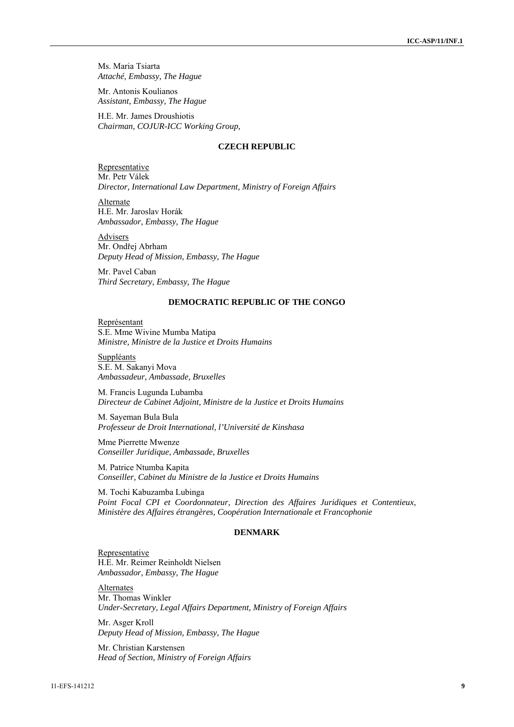Ms. Maria Tsiarta
*Attaché, Embassy, The Hague*

Mr. Antonis Koulianos
*Assistant, Embassy, The Hague*

H.E. Mr. James Droushiotis
*Chairman, COJUR-ICC Working Group,*

### CZECH REPUBLIC

Representative
Mr. Petr Válek
*Director, International Law Department, Ministry of Foreign Affairs*

Alternate
H.E. Mr. Jaroslav Horák
*Ambassador, Embassy, The Hague*

Advisers
Mr. Ondřej Abrham
*Deputy Head of Mission, Embassy, The Hague*

Mr. Pavel Caban
*Third Secretary, Embassy, The Hague*

### DEMOCRATIC REPUBLIC OF THE CONGO

Représentant
S.E. Mme Wivine Mumba Matipa
*Ministre, Ministre de la Justice et Droits Humains*

Suppléants
S.E. M. Sakanyi Mova
*Ambassadeur, Ambassade, Bruxelles*

M. Francis Lugunda Lubamba
*Directeur de Cabinet Adjoint, Ministre de la Justice et Droits Humains*

M. Sayeman Bula Bula
*Professeur de Droit International, l'Université de Kinshasa*

Mme Pierrette Mwenze
*Conseiller Juridique, Ambassade, Bruxelles*

M. Patrice Ntumba Kapita
*Conseiller, Cabinet du Ministre de la Justice et Droits Humains*

M. Tochi Kabuzamba Lubinga
*Point Focal CPI et Coordonnateur, Direction des Affaires Juridiques et Contentieux, Ministère des Affaires étrangères, Coopération Internationale et Francophonie*

### DENMARK

Representative
H.E. Mr. Reimer Reinholdt Nielsen
*Ambassador, Embassy, The Hague*

Alternates
Mr. Thomas Winkler
*Under-Secretary, Legal Affairs Department, Ministry of Foreign Affairs*

Mr. Asger Kroll
*Deputy Head of Mission, Embassy, The Hague*

Mr. Christian Karstensen
*Head of Section, Ministry of Foreign Affairs*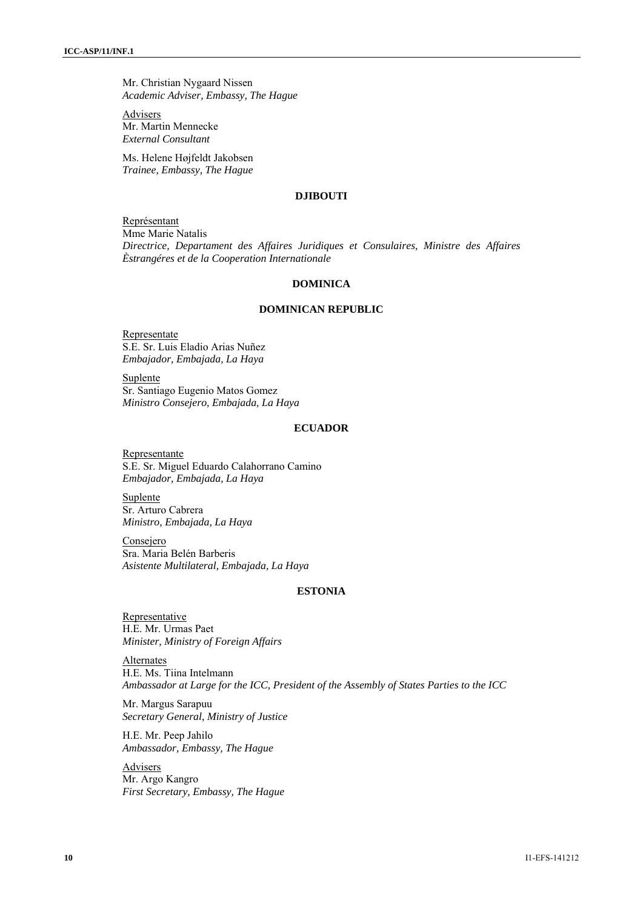Mr. Christian Nygaard Nissen
*Academic Adviser, Embassy, The Hague*

Advisers
Mr. Martin Mennecke
*External Consultant*

Ms. Helene Højfeldt Jakobsen
*Trainee, Embassy, The Hague*

### DJIBOUTI

Représentant
Mme Marie Natalis
*Directrice, Departament des Affaires Juridiques et Consulaires, Ministre des Affaires Èstrangéres et de la Cooperation Internationale*

### DOMINICA

### DOMINICAN REPUBLIC

Representate
S.E. Sr. Luis Eladio Arias Nuñez
*Embajador, Embajada, La Haya*

Suplente
Sr. Santiago Eugenio Matos Gomez
*Ministro Consejero, Embajada, La Haya*

### ECUADOR

Representante
S.E. Sr. Miguel Eduardo Calahorrano Camino
*Embajador, Embajada, La Haya*

Suplente
Sr. Arturo Cabrera
*Ministro, Embajada, La Haya*

Consejero
Sra. Maria Belén Barberis
*Asistente Multilateral, Embajada, La Haya*

### ESTONIA

Representative
H.E. Mr. Urmas Paet
*Minister, Ministry of Foreign Affairs*

Alternates
H.E. Ms. Tiina Intelmann
*Ambassador at Large for the ICC, President of the Assembly of States Parties to the ICC*

Mr. Margus Sarapuu
*Secretary General, Ministry of Justice*

H.E. Mr. Peep Jahilo
*Ambassador, Embassy, The Hague*

Advisers
Mr. Argo Kangro
*First Secretary, Embassy, The Hague*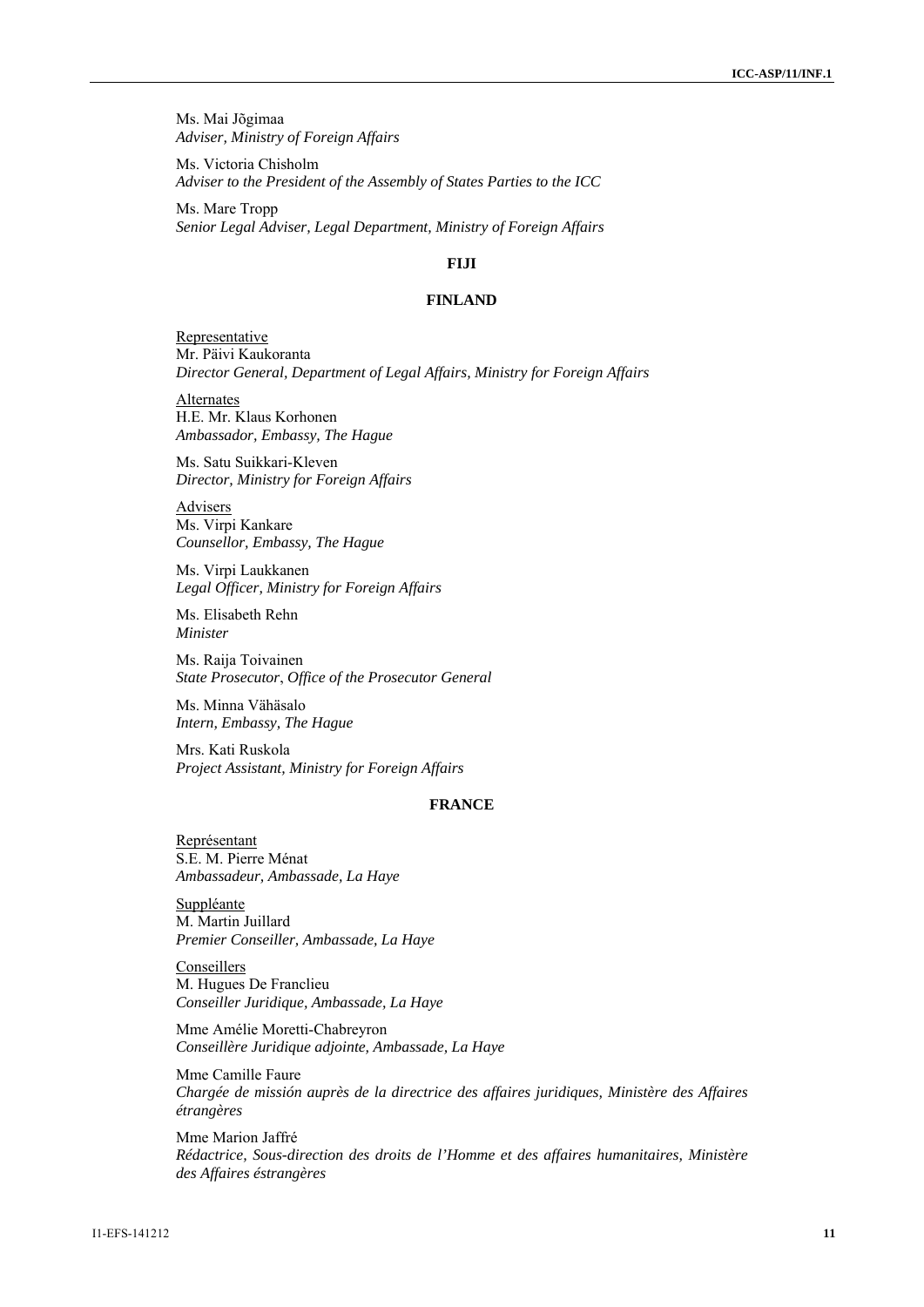Ms. Mai Jõgimaa
*Adviser, Ministry of Foreign Affairs*

Ms. Victoria Chisholm
*Adviser to the President of the Assembly of States Parties to the ICC*

Ms. Mare Tropp
*Senior Legal Adviser, Legal Department, Ministry of Foreign Affairs*

**FIJI**

**FINLAND**

Representative
Mr. Päivi Kaukoranta
*Director General, Department of Legal Affairs, Ministry for Foreign Affairs*

Alternates
H.E. Mr. Klaus Korhonen
*Ambassador, Embassy, The Hague*

Ms. Satu Suikkari-Kleven
*Director, Ministry for Foreign Affairs*

Advisers
Ms. Virpi Kankare
*Counsellor, Embassy, The Hague*

Ms. Virpi Laukkanen
*Legal Officer, Ministry for Foreign Affairs*

Ms. Elisabeth Rehn
*Minister*

Ms. Raija Toivainen
*State Prosecutor, Office of the Prosecutor General*

Ms. Minna Vähäsalo
*Intern, Embassy, The Hague*

Mrs. Kati Ruskola
*Project Assistant, Ministry for Foreign Affairs*

**FRANCE**

Représentant
S.E. M. Pierre Ménat
*Ambassadeur, Ambassade, La Haye*

Suppléante
M. Martin Juillard
*Premier Conseiller, Ambassade, La Haye*

Conseillers
M. Hugues De Franclieu
*Conseiller Juridique, Ambassade, La Haye*

Mme Amélie Moretti-Chabreyron
*Conseillère Juridique adjointe, Ambassade, La Haye*

Mme Camille Faure
*Chargée de misión auprès de la directrice des affaires juridiques, Ministère des Affaires étrangères*

Mme Marion Jaffré
*Rédactrice, Sous-direction des droits de l'Homme et des affaires humanitaires, Ministère des Affaires éstrangères*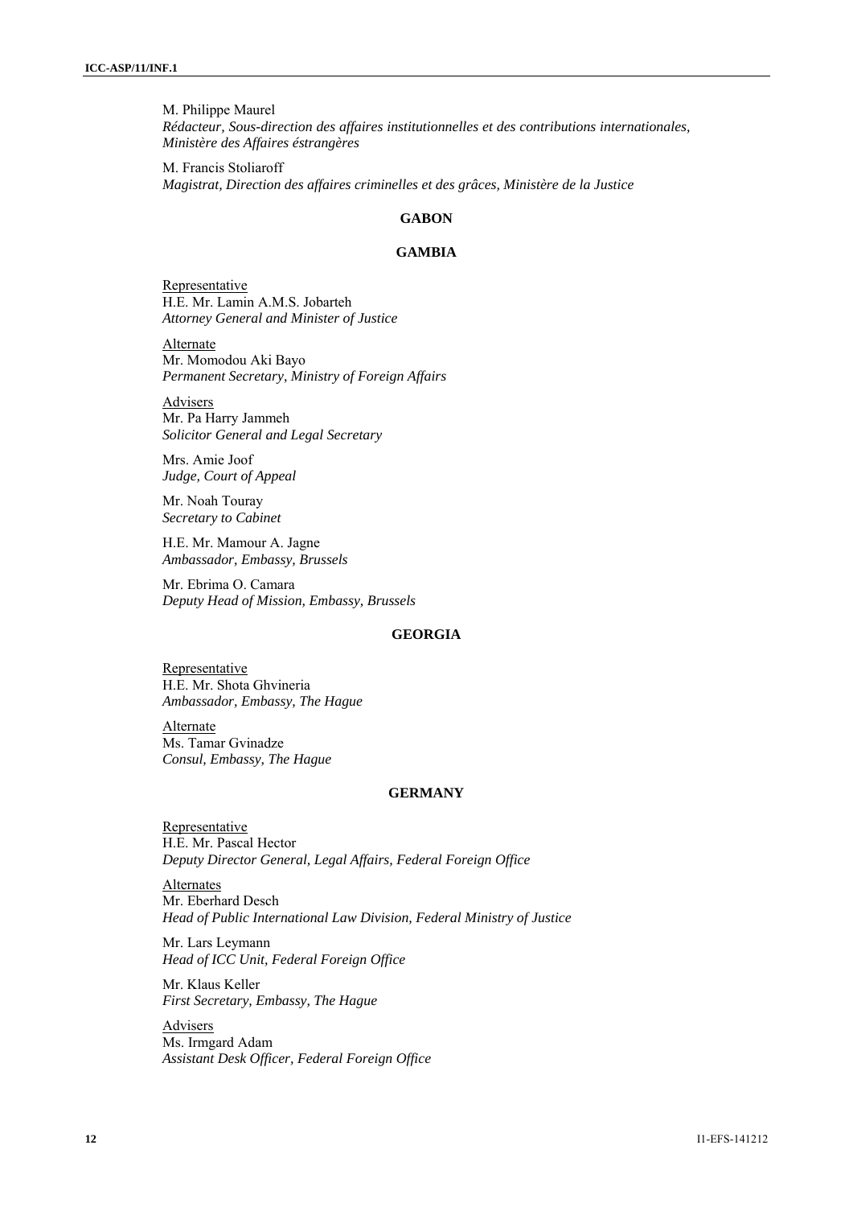M. Philippe Maurel
*Rédacteur, Sous-direction des affaires institutionnelles et des contributions internationales, Ministère des Affaires éstrangères*

M. Francis Stoliaroff
*Magistrat, Direction des affaires criminelles et des grâces, Ministère de la Justice*

**GABON**

**GAMBIA**

Representative
H.E. Mr. Lamin A.M.S. Jobarteh
*Attorney General and Minister of Justice*

Alternate
Mr. Momodou Aki Bayo
*Permanent Secretary, Ministry of Foreign Affairs*

Advisers
Mr. Pa Harry Jammeh
*Solicitor General and Legal Secretary*

Mrs. Amie Joof
*Judge, Court of Appeal*

Mr. Noah Touray
*Secretary to Cabinet*

H.E. Mr. Mamour A. Jagne
*Ambassador, Embassy, Brussels*

Mr. Ebrima O. Camara
*Deputy Head of Mission, Embassy, Brussels*

**GEORGIA**

Representative
H.E. Mr. Shota Ghvineria
*Ambassador, Embassy, The Hague*

Alternate
Ms. Tamar Gvinadze
*Consul, Embassy, The Hague*

**GERMANY**

Representative
H.E. Mr. Pascal Hector
*Deputy Director General, Legal Affairs, Federal Foreign Office*

Alternates
Mr. Eberhard Desch
*Head of Public International Law Division, Federal Ministry of Justice*

Mr. Lars Leymann
*Head of ICC Unit, Federal Foreign Office*

Mr. Klaus Keller
*First Secretary, Embassy, The Hague*

Advisers
Ms. Irmgard Adam
*Assistant Desk Officer, Federal Foreign Office*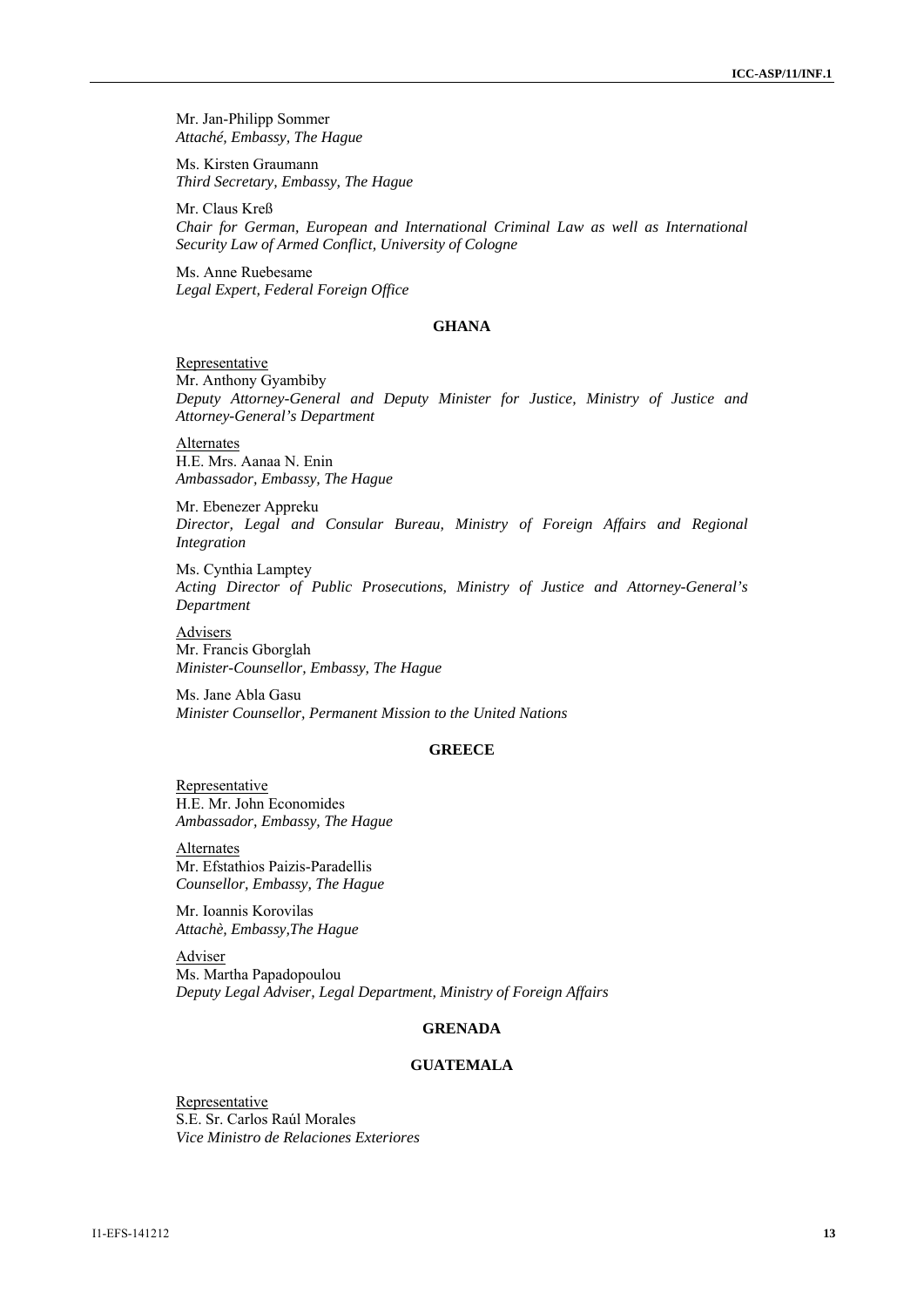Mr. Jan-Philipp Sommer
*Attaché, Embassy, The Hague*

Ms. Kirsten Graumann
*Third Secretary, Embassy, The Hague*

Mr. Claus Kreß
*Chair for German, European and International Criminal Law as well as International Security Law of Armed Conflict, University of Cologne*

Ms. Anne Ruebesame
*Legal Expert, Federal Foreign Office*

**GHANA**

Representative
Mr. Anthony Gyambiby
*Deputy Attorney-General and Deputy Minister for Justice, Ministry of Justice and Attorney-General's Department*

Alternates
H.E. Mrs. Aanaa N. Enin
*Ambassador, Embassy, The Hague*

Mr. Ebenezer Appreku
*Director, Legal and Consular Bureau, Ministry of Foreign Affairs and Regional Integration*

Ms. Cynthia Lamptey
*Acting Director of Public Prosecutions, Ministry of Justice and Attorney-General's Department*

Advisers
Mr. Francis Gborglah
*Minister-Counsellor, Embassy, The Hague*

Ms. Jane Abla Gasu
*Minister Counsellor, Permanent Mission to the United Nations*

**GREECE**

Representative
H.E. Mr. John Economides
*Ambassador, Embassy, The Hague*

Alternates
Mr. Efstathios Paizis-Paradellis
*Counsellor, Embassy, The Hague*

Mr. Ioannis Korovilas
*Attachè, Embassy,The Hague*

Adviser
Ms. Martha Papadopoulou
*Deputy Legal Adviser, Legal Department, Ministry of Foreign Affairs*

**GRENADA**

**GUATEMALA**

Representative
S.E. Sr. Carlos Raúl Morales
*Vice Ministro de Relaciones Exteriores*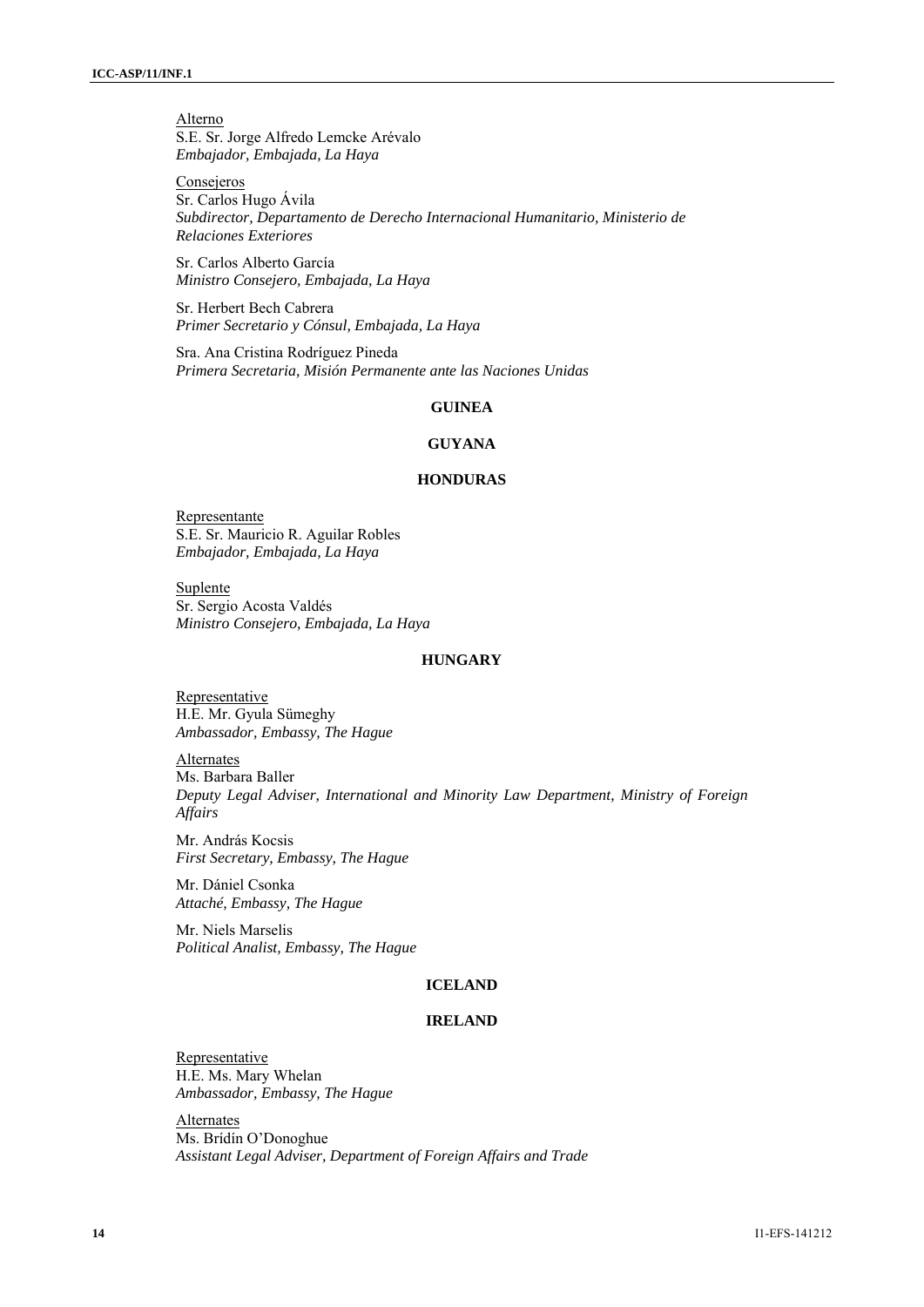Alterno
S.E. Sr. Jorge Alfredo Lemcke Arévalo
*Embajador, Embajada, La Haya*

Consejeros
Sr. Carlos Hugo Ávila
*Subdirector, Departamento de Derecho Internacional Humanitario, Ministerio de Relaciones Exteriores*

Sr. Carlos Alberto García
*Ministro Consejero, Embajada, La Haya*

Sr. Herbert Bech Cabrera
*Primer Secretario y Cónsul, Embajada, La Haya*

Sra. Ana Cristina Rodríguez Pineda
*Primera Secretaria, Misión Permanente ante las Naciones Unidas*

**GUINEA**

**GUYANA**

**HONDURAS**

Representante
S.E. Sr. Mauricio R. Aguilar Robles
*Embajador, Embajada, La Haya*

Suplente
Sr. Sergio Acosta Valdés
*Ministro Consejero, Embajada, La Haya*

**HUNGARY**

Representative
H.E. Mr. Gyula Sümeghy
*Ambassador, Embassy, The Hague*

Alternates
Ms. Barbara Baller
*Deputy Legal Adviser, International and Minority Law Department, Ministry of Foreign Affairs*

Mr. András Kocsis
*First Secretary, Embassy, The Hague*

Mr. Dániel Csonka
*Attaché, Embassy, The Hague*

Mr. Niels Marselis
*Political Analist, Embassy, The Hague*

**ICELAND**

**IRELAND**

Representative
H.E. Ms. Mary Whelan
*Ambassador, Embassy, The Hague*

Alternates
Ms. Brídín O'Donoghue
*Assistant Legal Adviser, Department of Foreign Affairs and Trade*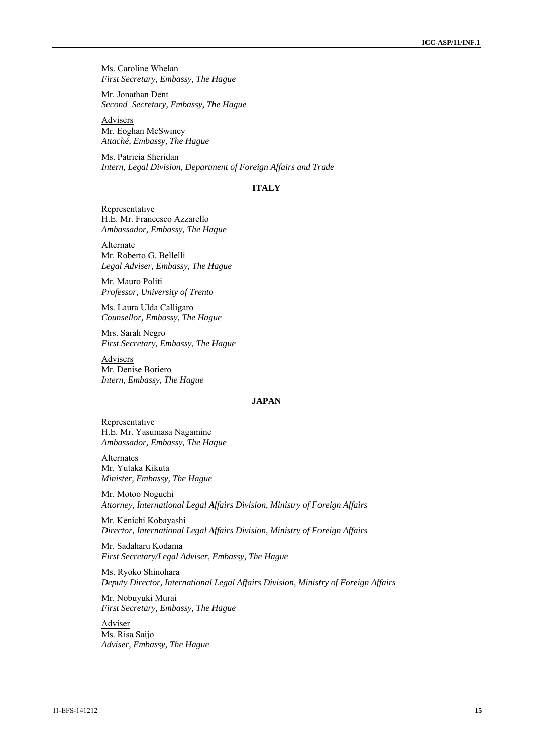Ms. Caroline Whelan  
*First Secretary, Embassy, The Hague*

Mr. Jonathan Dent  
*Second Secretary, Embassy, The Hague*

<u>Advisers</u>  
Mr. Eoghan McSwiney  
*Attaché, Embassy, The Hague*

Ms. Patricia Sheridan  
*Intern, Legal Division, Department of Foreign Affairs and Trade*

## ITALY

<u>Representative</u>  
H.E. Mr. Francesco Azzarello  
*Ambassador, Embassy, The Hague*

<u>Alternate</u>  
Mr. Roberto G. Bellelli  
*Legal Adviser, Embassy, The Hague*

Mr. Mauro Politi  
*Professor, University of Trento*

Ms. Laura Ulda Calligaro  
*Counsellor, Embassy, The Hague*

Mrs. Sarah Negro  
*First Secretary, Embassy, The Hague*

<u>Advisers</u>  
Mr. Denise Boriero  
*Intern, Embassy, The Hague*

## JAPAN

<u>Representative</u>  
H.E. Mr. Yasumasa Nagamine  
*Ambassador, Embassy, The Hague*

<u>Alternates</u>  
Mr. Yutaka Kikuta  
*Minister, Embassy, The Hague*

Mr. Motoo Noguchi  
*Attorney, International Legal Affairs Division, Ministry of Foreign Affairs*

Mr. Kenichi Kobayashi  
*Director, International Legal Affairs Division, Ministry of Foreign Affairs*

Mr. Sadaharu Kodama  
*First Secretary/Legal Adviser, Embassy, The Hague*

Ms. Ryoko Shinohara  
*Deputy Director, International Legal Affairs Division, Ministry of Foreign Affairs*

Mr. Nobuyuki Murai  
*First Secretary, Embassy, The Hague*

<u>Adviser</u>  
Ms. Risa Saijo  
*Adviser, Embassy, The Hague*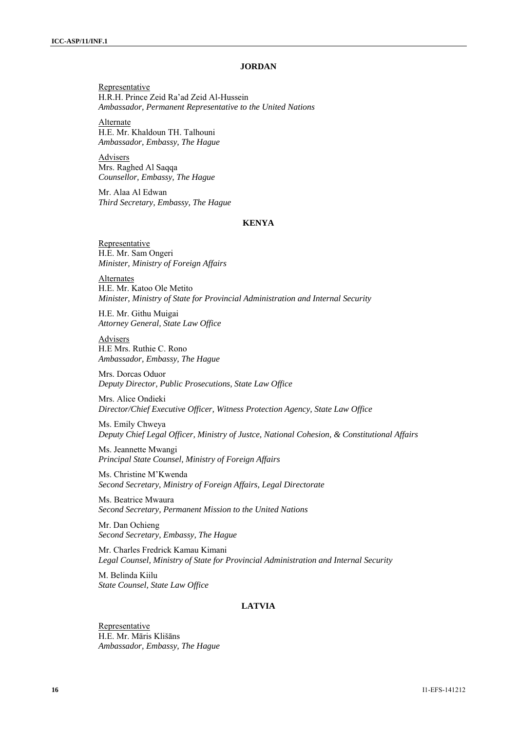## JORDAN

Representative
H.R.H. Prince Zeid Ra'ad Zeid Al-Hussein
*Ambassador, Permanent Representative to the United Nations*

Alternate
H.E. Mr. Khaldoun TH. Talhouni
*Ambassador, Embassy, The Hague*

Advisers
Mrs. Raghed Al Saqqa
*Counsellor, Embassy, The Hague*

Mr. Alaa Al Edwan
*Third Secretary, Embassy, The Hague*

## KENYA

Representative
H.E. Mr. Sam Ongeri
*Minister, Ministry of Foreign Affairs*

Alternates
H.E. Mr. Katoo Ole Metito
*Minister, Ministry of State for Provincial Administration and Internal Security*

H.E. Mr. Githu Muigai
*Attorney General, State Law Office*

Advisers
H.E Mrs. Ruthie C. Rono
*Ambassador, Embassy, The Hague*

Mrs. Dorcas Oduor
*Deputy Director, Public Prosecutions, State Law Office*

Mrs. Alice Ondieki
*Director/Chief Executive Officer, Witness Protection Agency, State Law Office*

Ms. Emily Chweya
*Deputy Chief Legal Officer, Ministry of Justce, National Cohesion, & Constitutional Affairs*

Ms. Jeannette Mwangi
*Principal State Counsel, Ministry of Foreign Affairs*

Ms. Christine M'Kwenda
*Second Secretary, Ministry of Foreign Affairs, Legal Directorate*

Ms. Beatrice Mwaura
*Second Secretary, Permanent Mission to the United Nations*

Mr. Dan Ochieng
*Second Secretary, Embassy, The Hague*

Mr. Charles Fredrick Kamau Kimani
*Legal Counsel, Ministry of State for Provincial Administration and Internal Security*

M. Belinda Kiilu
*State Counsel, State Law Office*

## LATVIA

Representative
H.E. Mr. Māris Klišāns
*Ambassador, Embassy, The Hague*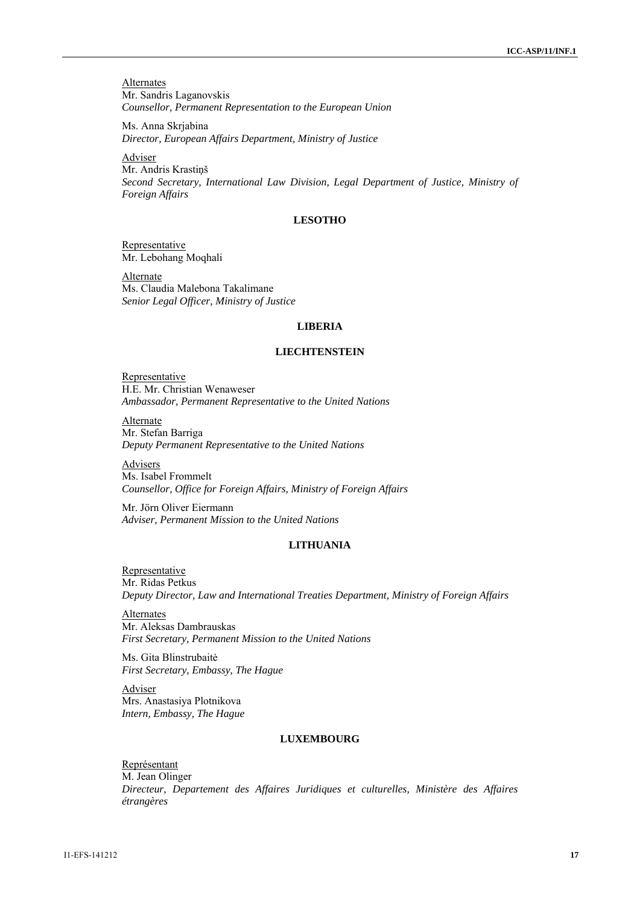<u>Alternates</u>
Mr. Sandris Laganovskis
*Counsellor, Permanent Representation to the European Union*

Ms. Anna Skrjabina
*Director, European Affairs Department, Ministry of Justice*

<u>Adviser</u>
Mr. Andris Krastiņš
*Second Secretary, International Law Division, Legal Department of Justice, Ministry of Foreign Affairs*

### LESOTHO

<u>Representative</u>
Mr. Lebohang Moqhali

<u>Alternate</u>
Ms. Claudia Malebona Takalimane
*Senior Legal Officer, Ministry of Justice*

### LIBERIA

### LIECHTENSTEIN

<u>Representative</u>
H.E. Mr. Christian Wenaweser
*Ambassador, Permanent Representative to the United Nations*

<u>Alternate</u>
Mr. Stefan Barriga
*Deputy Permanent Representative to the United Nations*

<u>Advisers</u>
Ms. Isabel Frommelt
*Counsellor, Office for Foreign Affairs, Ministry of Foreign Affairs*

Mr. Jörn Oliver Eiermann
*Adviser, Permanent Mission to the United Nations*

### LITHUANIA

<u>Representative</u>
Mr. Ridas Petkus
*Deputy Director, Law and International Treaties Department, Ministry of Foreign Affairs*

<u>Alternates</u>
Mr. Aleksas Dambrauskas
*First Secretary, Permanent Mission to the United Nations*

Ms. Gita Blinstrubaitė
*First Secretary, Embassy, The Hague*

<u>Adviser</u>
Mrs. Anastasiya Plotnikova
*Intern, Embassy, The Hague*

### LUXEMBOURG

<u>Représentant</u>
M. Jean Olinger
*Directeur, Departement des Affaires Juridiques et culturelles, Ministère des Affaires étrangères*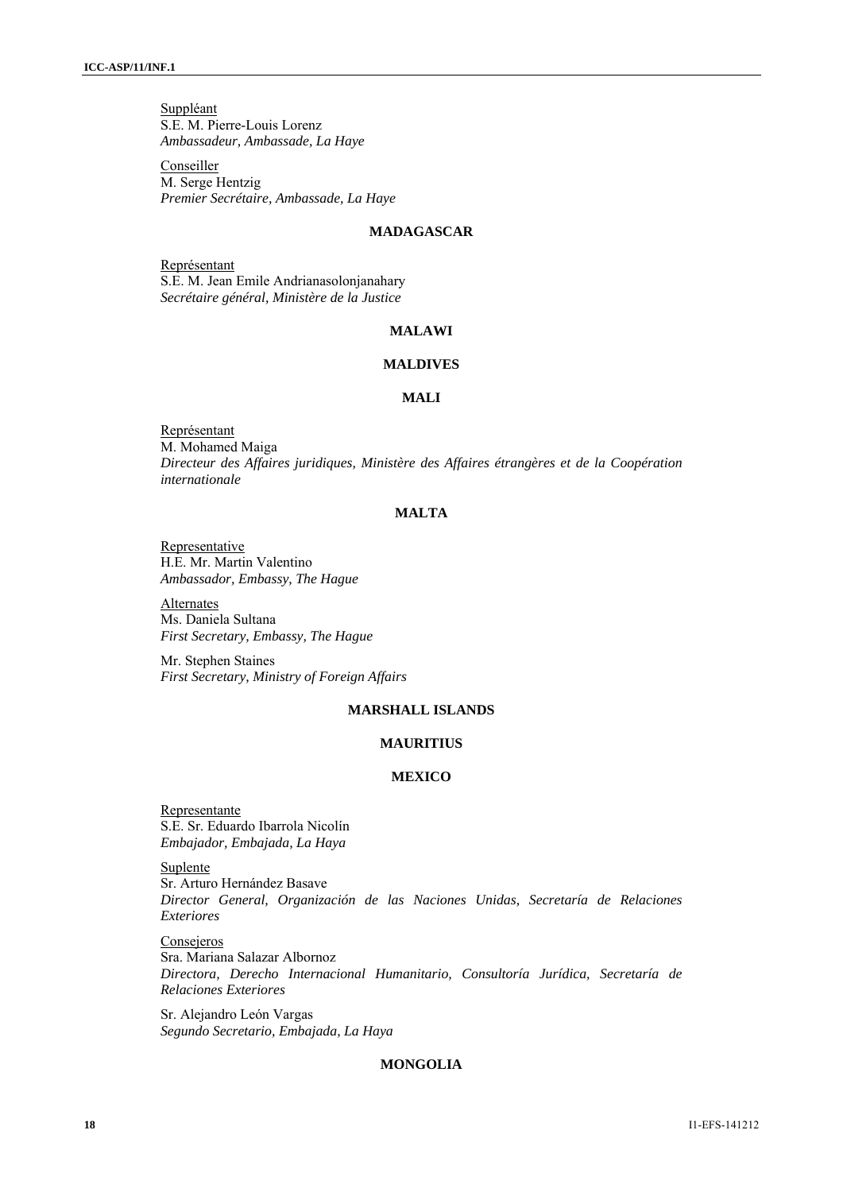Suppléant
S.E. M. Pierre-Louis Lorenz
*Ambassadeur, Ambassade, La Haye*

Conseiller
M. Serge Hentzig
*Premier Secrétaire, Ambassade, La Haye*

**MADAGASCAR**

Représentant
S.E. M. Jean Emile Andrianasolonjanahary
*Secrétaire général, Ministère de la Justice*

**MALAWI**

**MALDIVES**

**MALI**

Représentant
M. Mohamed Maiga
*Directeur des Affaires juridiques, Ministère des Affaires étrangères et de la Coopération internationale*

**MALTA**

Representative
H.E. Mr. Martin Valentino
*Ambassador, Embassy, The Hague*

Alternates
Ms. Daniela Sultana
*First Secretary, Embassy, The Hague*

Mr. Stephen Staines
*First Secretary, Ministry of Foreign Affairs*

**MARSHALL ISLANDS**

**MAURITIUS**

**MEXICO**

Representante
S.E. Sr. Eduardo Ibarrola Nicolín
*Embajador, Embajada, La Haya*

Suplente
Sr. Arturo Hernández Basave
*Director General, Organización de las Naciones Unidas, Secretaría de Relaciones Exteriores*

Consejeros
Sra. Mariana Salazar Albornoz
*Directora, Derecho Internacional Humanitario, Consultoría Jurídica, Secretaría de Relaciones Exteriores*

Sr. Alejandro León Vargas
*Segundo Secretario, Embajada, La Haya*

**MONGOLIA**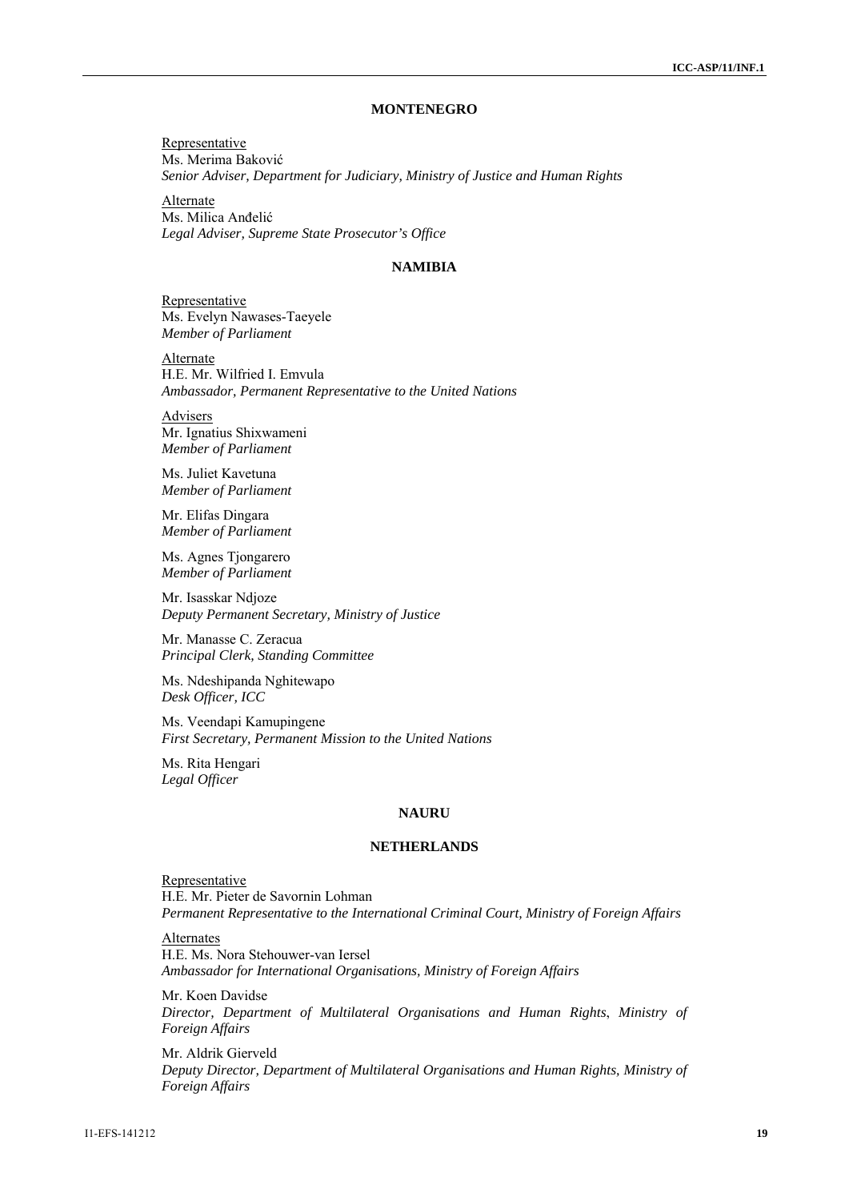## MONTENEGRO

Representative
Ms. Merima Baković
*Senior Adviser, Department for Judiciary, Ministry of Justice and Human Rights*

Alternate
Ms. Milica Anđelić
*Legal Adviser, Supreme State Prosecutor's Office*

## NAMIBIA

Representative
Ms. Evelyn Nawases-Taeyele
*Member of Parliament*

Alternate
H.E. Mr. Wilfried I. Emvula
*Ambassador, Permanent Representative to the United Nations*

Advisers
Mr. Ignatius Shixwameni
*Member of Parliament*

Ms. Juliet Kavetuna
*Member of Parliament*

Mr. Elifas Dingara
*Member of Parliament*

Ms. Agnes Tjongarero
*Member of Parliament*

Mr. Isasskar Ndjoze
*Deputy Permanent Secretary, Ministry of Justice*

Mr. Manasse C. Zeracua
*Principal Clerk, Standing Committee*

Ms. Ndeshipanda Nghitewapo
*Desk Officer, ICC*

Ms. Veendapi Kamupingene
*First Secretary, Permanent Mission to the United Nations*

Ms. Rita Hengari
*Legal Officer*

## NAURU

## NETHERLANDS

Representative
H.E. Mr. Pieter de Savornin Lohman
*Permanent Representative to the International Criminal Court, Ministry of Foreign Affairs*

Alternates
H.E. Ms. Nora Stehouwer-van Iersel
*Ambassador for International Organisations, Ministry of Foreign Affairs*

Mr. Koen Davidse
*Director, Department of Multilateral Organisations and Human Rights, Ministry of Foreign Affairs*

Mr. Aldrik Gierveld
*Deputy Director, Department of Multilateral Organisations and Human Rights, Ministry of Foreign Affairs*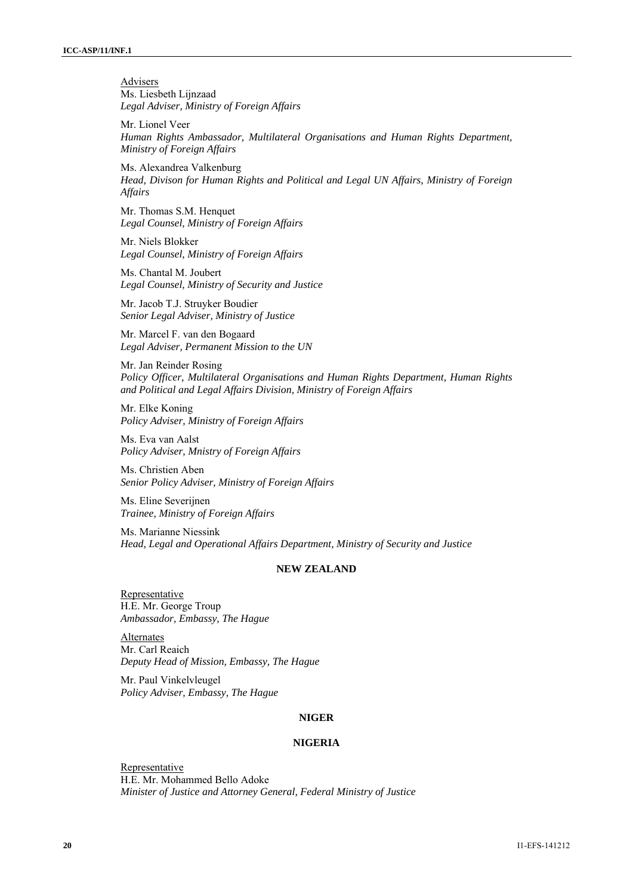Advisers
Ms. Liesbeth Lijnzaad
*Legal Adviser, Ministry of Foreign Affairs*

Mr. Lionel Veer
*Human Rights Ambassador, Multilateral Organisations and Human Rights Department, Ministry of Foreign Affairs*

Ms. Alexandrea Valkenburg
*Head, Divison for Human Rights and Political and Legal UN Affairs, Ministry of Foreign Affairs*

Mr. Thomas S.M. Henquet
*Legal Counsel, Ministry of Foreign Affairs*

Mr. Niels Blokker
*Legal Counsel, Ministry of Foreign Affairs*

Ms. Chantal M. Joubert
*Legal Counsel, Ministry of Security and Justice*

Mr. Jacob T.J. Struyker Boudier
*Senior Legal Adviser, Ministry of Justice*

Mr. Marcel F. van den Bogaard
*Legal Adviser, Permanent Mission to the UN*

Mr. Jan Reinder Rosing
*Policy Officer, Multilateral Organisations and Human Rights Department, Human Rights and Political and Legal Affairs Division, Ministry of Foreign Affairs*

Mr. Elke Koning
*Policy Adviser, Ministry of Foreign Affairs*

Ms. Eva van Aalst
*Policy Adviser, Mnistry of Foreign Affairs*

Ms. Christien Aben
*Senior Policy Adviser, Ministry of Foreign Affairs*

Ms. Eline Severijnen
*Trainee, Ministry of Foreign Affairs*

Ms. Marianne Niessink
*Head, Legal and Operational Affairs Department, Ministry of Security and Justice*

## NEW ZEALAND

Representative
H.E. Mr. George Troup
*Ambassador, Embassy, The Hague*

Alternates
Mr. Carl Reaich
*Deputy Head of Mission, Embassy, The Hague*

Mr. Paul Vinkelvleugel
*Policy Adviser, Embassy, The Hague*

## NIGER

## NIGERIA

Representative
H.E. Mr. Mohammed Bello Adoke
*Minister of Justice and Attorney General, Federal Ministry of Justice*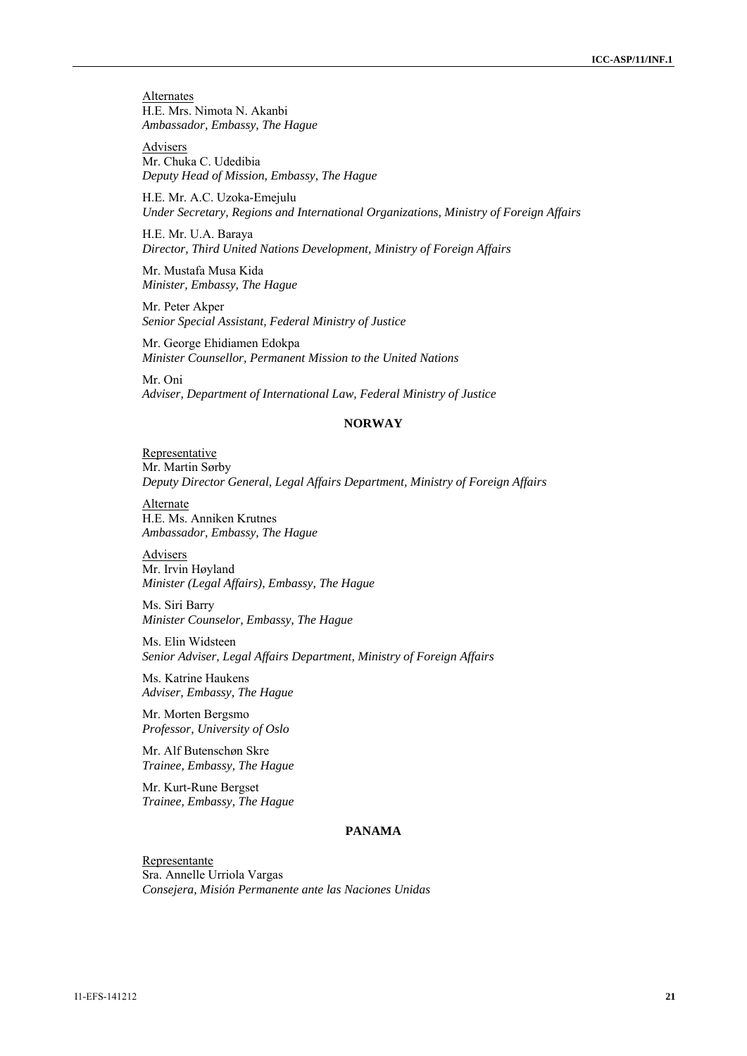Alternates
H.E. Mrs. Nimota N. Akanbi
*Ambassador, Embassy, The Hague*

Advisers
Mr. Chuka C. Udedibia
*Deputy Head of Mission, Embassy, The Hague*

H.E. Mr. A.C. Uzoka-Emejulu
*Under Secretary, Regions and International Organizations, Ministry of Foreign Affairs*

H.E. Mr. U.A. Baraya
*Director, Third United Nations Development, Ministry of Foreign Affairs*

Mr. Mustafa Musa Kida
*Minister, Embassy, The Hague*

Mr. Peter Akper
*Senior Special Assistant, Federal Ministry of Justice*

Mr. George Ehidiamen Edokpa
*Minister Counsellor, Permanent Mission to the United Nations*

Mr. Oni
*Adviser, Department of International Law, Federal Ministry of Justice*

## NORWAY

Representative
Mr. Martin Sørby
*Deputy Director General, Legal Affairs Department, Ministry of Foreign Affairs*

Alternate
H.E. Ms. Anniken Krutnes
*Ambassador, Embassy, The Hague*

Advisers
Mr. Irvin Høyland
*Minister (Legal Affairs), Embassy, The Hague*

Ms. Siri Barry
*Minister Counselor, Embassy, The Hague*

Ms. Elin Widsteen
*Senior Adviser, Legal Affairs Department, Ministry of Foreign Affairs*

Ms. Katrine Haukens
*Adviser, Embassy, The Hague*

Mr. Morten Bergsmo
*Professor, University of Oslo*

Mr. Alf Butenschøn Skre
*Trainee, Embassy, The Hague*

Mr. Kurt-Rune Bergset
*Trainee, Embassy, The Hague*

## PANAMA

Representante
Sra. Annelle Urriola Vargas
*Consejera, Misión Permanente ante las Naciones Unidas*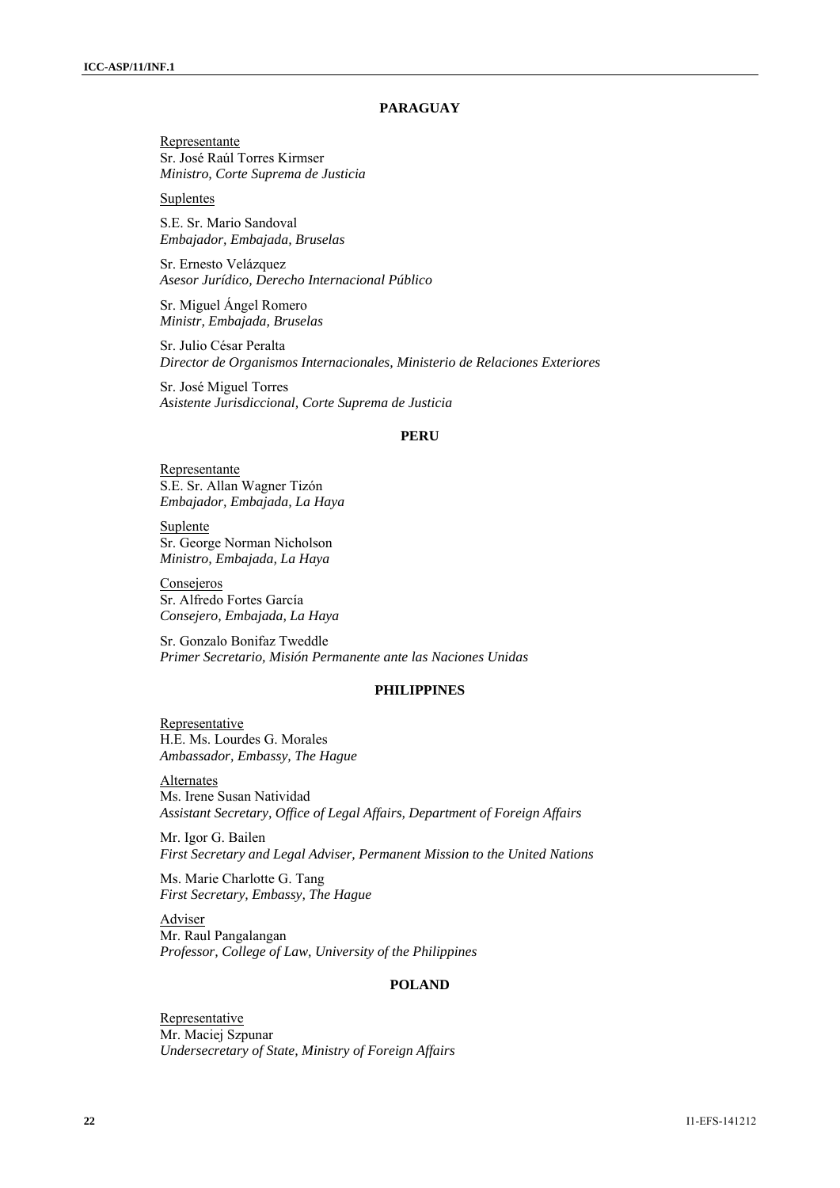## PARAGUAY

Representante
Sr. José Raúl Torres Kirmser
*Ministro, Corte Suprema de Justicia*

Suplentes

S.E. Sr. Mario Sandoval
*Embajador, Embajada, Bruselas*

Sr. Ernesto Velázquez
*Asesor Jurídico, Derecho Internacional Público*

Sr. Miguel Ángel Romero
*Ministr, Embajada, Bruselas*

Sr. Julio César Peralta
*Director de Organismos Internacionales, Ministerio de Relaciones Exteriores*

Sr. José Miguel Torres
*Asistente Jurisdiccional, Corte Suprema de Justicia*

## PERU

Representante
S.E. Sr. Allan Wagner Tizón
*Embajador, Embajada, La Haya*

Suplente
Sr. George Norman Nicholson
*Ministro, Embajada, La Haya*

Consejeros
Sr. Alfredo Fortes García
*Consejero, Embajada, La Haya*

Sr. Gonzalo Bonifaz Tweddle
*Primer Secretario, Misión Permanente ante las Naciones Unidas*

## PHILIPPINES

Representative
H.E. Ms. Lourdes G. Morales
*Ambassador, Embassy, The Hague*

Alternates
Ms. Irene Susan Natividad
*Assistant Secretary, Office of Legal Affairs, Department of Foreign Affairs*

Mr. Igor G. Bailen
*First Secretary and Legal Adviser, Permanent Mission to the United Nations*

Ms. Marie Charlotte G. Tang
*First Secretary, Embassy, The Hague*

Adviser
Mr. Raul Pangalangan
*Professor, College of Law, University of the Philippines*

## POLAND

Representative
Mr. Maciej Szpunar
*Undersecretary of State, Ministry of Foreign Affairs*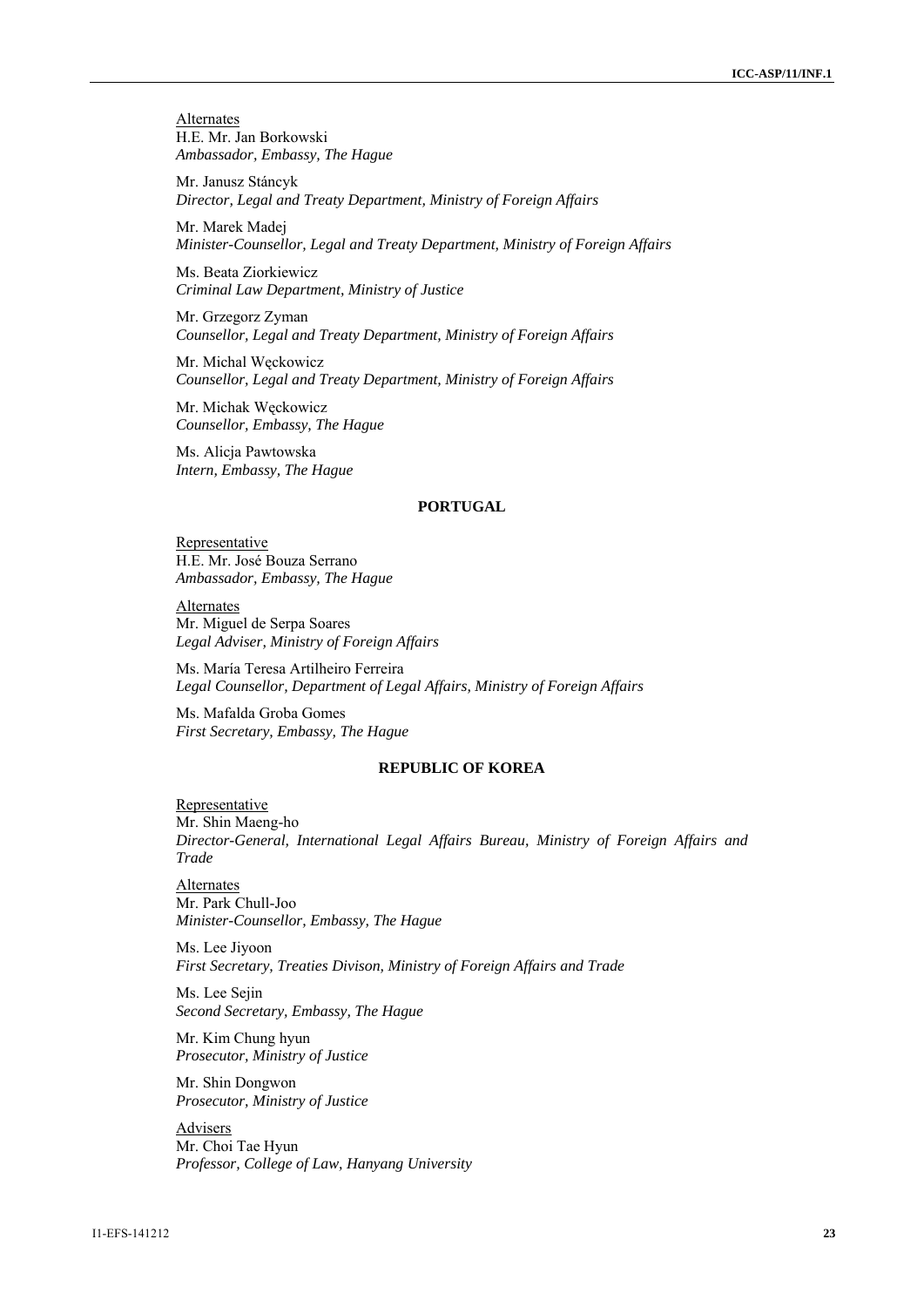Alternates

H.E. Mr. Jan Borkowski
*Ambassador, Embassy, The Hague*

Mr. Janusz Stáncyk
*Director, Legal and Treaty Department, Ministry of Foreign Affairs*

Mr. Marek Madej
*Minister-Counsellor, Legal and Treaty Department, Ministry of Foreign Affairs*

Ms. Beata Ziorkiewicz
*Criminal Law Department, Ministry of Justice*

Mr. Grzegorz Zyman
*Counsellor, Legal and Treaty Department, Ministry of Foreign Affairs*

Mr. Michal Węckowicz
*Counsellor, Legal and Treaty Department, Ministry of Foreign Affairs*

Mr. Michak Węckowicz
*Counsellor, Embassy, The Hague*

Ms. Alicja Pawtowska
*Intern, Embassy, The Hague*

**PORTUGAL**

Representative

H.E. Mr. José Bouza Serrano
*Ambassador, Embassy, The Hague*

Alternates

Mr. Miguel de Serpa Soares
*Legal Adviser, Ministry of Foreign Affairs*

Ms. María Teresa Artilheiro Ferreira
*Legal Counsellor, Department of Legal Affairs, Ministry of Foreign Affairs*

Ms. Mafalda Groba Gomes
*First Secretary, Embassy, The Hague*

**REPUBLIC OF KOREA**

Representative

Mr. Shin Maeng-ho
*Director-General, International Legal Affairs Bureau, Ministry of Foreign Affairs and Trade*

Alternates

Mr. Park Chull-Joo
*Minister-Counsellor, Embassy, The Hague*

Ms. Lee Jiyoon
*First Secretary, Treaties Divison, Ministry of Foreign Affairs and Trade*

Ms. Lee Sejin
*Second Secretary, Embassy, The Hague*

Mr. Kim Chung hyun
*Prosecutor, Ministry of Justice*

Mr. Shin Dongwon
*Prosecutor, Ministry of Justice*

Advisers

Mr. Choi Tae Hyun
*Professor, College of Law, Hanyang University*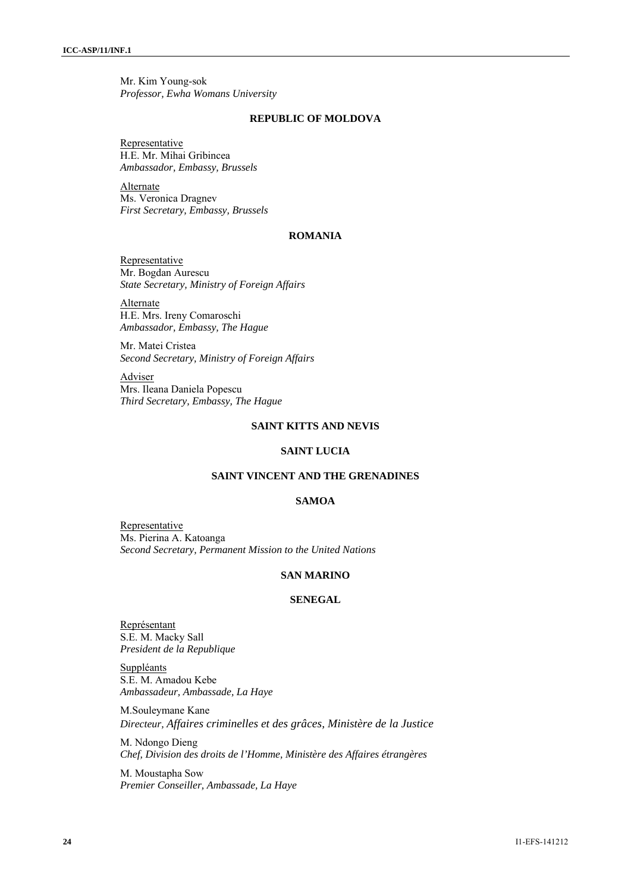Mr. Kim Young-sok
*Professor, Ewha Womans University*

### REPUBLIC OF MOLDOVA

Representative
H.E. Mr. Mihai Gribincea
*Ambassador, Embassy, Brussels*

Alternate
Ms. Veronica Dragnev
*First Secretary, Embassy, Brussels*

### ROMANIA

Representative
Mr. Bogdan Aurescu
*State Secretary, Ministry of Foreign Affairs*

Alternate
H.E. Mrs. Ireny Comaroschi
*Ambassador, Embassy, The Hague*

Mr. Matei Cristea
*Second Secretary, Ministry of Foreign Affairs*

Adviser
Mrs. Ileana Daniela Popescu
*Third Secretary, Embassy, The Hague*

### SAINT KITTS AND NEVIS

### SAINT LUCIA

### SAINT VINCENT AND THE GRENADINES

### SAMOA

Representative
Ms. Pierina A. Katoanga
*Second Secretary, Permanent Mission to the United Nations*

### SAN MARINO

### SENEGAL

Représentant
S.E. M. Macky Sall
*President de la Republique*

Suppléants
S.E. M. Amadou Kebe
*Ambassadeur, Ambassade, La Haye*

M.Souleymane Kane
*Directeur, Affaires criminelles et des grâces, Ministère de la Justice*

M. Ndongo Dieng
*Chef, Division des droits de l'Homme, Ministère des Affaires étrangères*

M. Moustapha Sow
*Premier Conseiller, Ambassade, La Haye*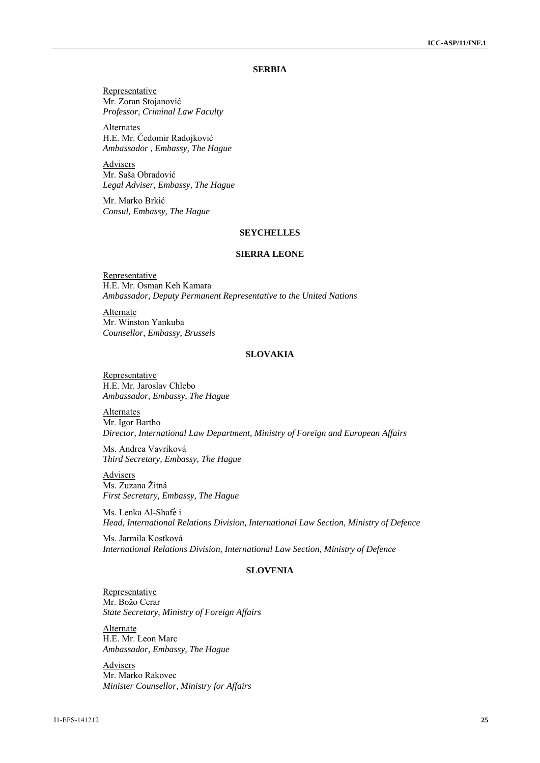## SERBIA

Representative
Mr. Zoran Stojanović
*Professor, Criminal Law Faculty*

Alternates
H.E. Mr. Čedomir Radojković
*Ambassador , Embassy, The Hague*

Advisers
Mr. Saša Obradović
*Legal Adviser, Embassy, The Hague*

Mr. Marko Brkić
*Consul, Embassy, The Hague*

## SEYCHELLES

## SIERRA LEONE

Representative
H.E. Mr. Osman Keh Kamara
*Ambassador, Deputy Permanent Representative to the United Nations*

Alternate
Mr. Winston Yankuba
*Counsellor, Embassy, Brussels*

## SLOVAKIA

Representative
H.E. Mr. Jaroslav Chlebo
*Ambassador, Embassy, The Hague*

Alternates
Mr. Igor Bartho
*Director, International Law Department, Ministry of Foreign and European Affairs*

Ms. Andrea Vavríková
*Third Secretary, Embassy, The Hague*

Advisers
Ms. Zuzana Žitná
*First Secretary, Embassy, The Hague*

Ms. Lenka Al-Shafé i
*Head, International Relations Division, International Law Section, Ministry of Defence*

Ms. Jarmila Kostková
*International Relations Division, International Law Section, Ministry of Defence*

## SLOVENIA

Representative
Mr. Božo Cerar
*State Secretary, Ministry of Foreign Affairs*

Alternate
H.E. Mr. Leon Marc
*Ambassador, Embassy, The Hague*

Advisers
Mr. Marko Rakovec
*Minister Counsellor, Ministry for Affairs*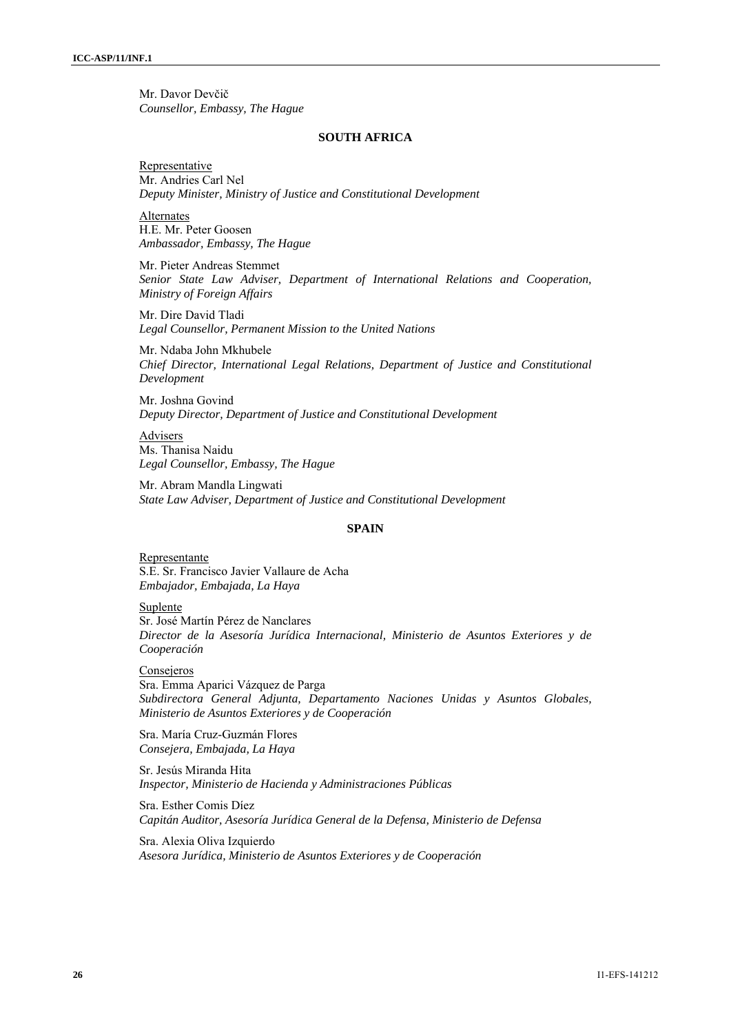Mr. Davor Devčič
*Counsellor, Embassy, The Hague*

**SOUTH AFRICA**

Representative
Mr. Andries Carl Nel
*Deputy Minister, Ministry of Justice and Constitutional Development*

Alternates
H.E. Mr. Peter Goosen
*Ambassador, Embassy, The Hague*

Mr. Pieter Andreas Stemmet
*Senior State Law Adviser, Department of International Relations and Cooperation, Ministry of Foreign Affairs*

Mr. Dire David Tladi
*Legal Counsellor, Permanent Mission to the United Nations*

Mr. Ndaba John Mkhubele
*Chief Director, International Legal Relations, Department of Justice and Constitutional Development*

Mr. Joshna Govind
*Deputy Director, Department of Justice and Constitutional Development*

Advisers
Ms. Thanisa Naidu
*Legal Counsellor, Embassy, The Hague*

Mr. Abram Mandla Lingwati
*State Law Adviser, Department of Justice and Constitutional Development*

**SPAIN**

Representante
S.E. Sr. Francisco Javier Vallaure de Acha
*Embajador, Embajada, La Haya*

Suplente
Sr. José Martín Pérez de Nanclares
*Director de la Asesoría Jurídica Internacional, Ministerio de Asuntos Exteriores y de Cooperación*

Consejeros
Sra. Emma Aparici Vázquez de Parga
*Subdirectora General Adjunta, Departamento Naciones Unidas y Asuntos Globales, Ministerio de Asuntos Exteriores y de Cooperación*

Sra. María Cruz-Guzmán Flores
*Consejera, Embajada, La Haya*

Sr. Jesús Miranda Hita
*Inspector, Ministerio de Hacienda y Administraciones Públicas*

Sra. Esther Comis Díez
*Capitán Auditor, Asesoría Jurídica General de la Defensa, Ministerio de Defensa*

Sra. Alexia Oliva Izquierdo
*Asesora Jurídica, Ministerio de Asuntos Exteriores y de Cooperación*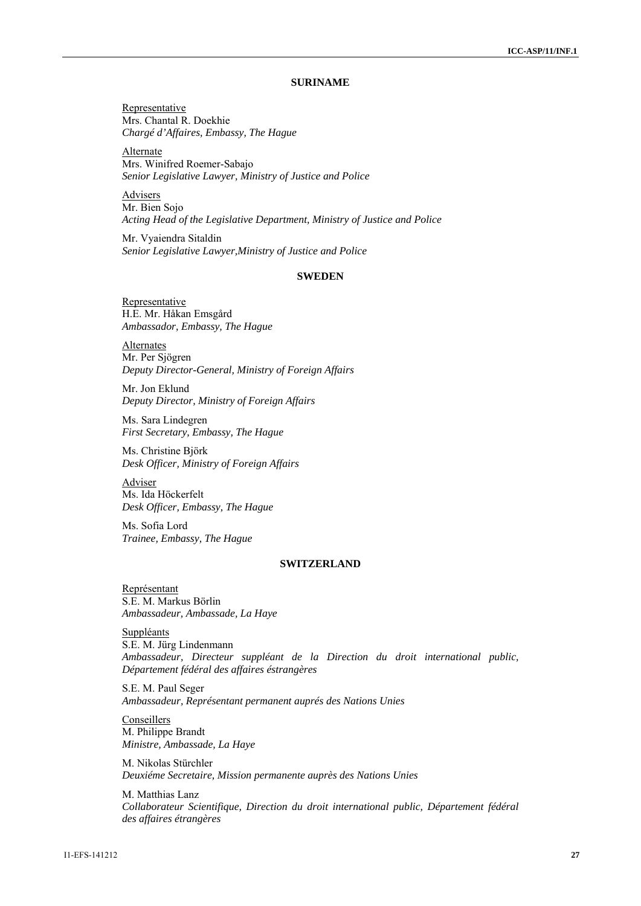## SURINAME

Representative
Mrs. Chantal R. Doekhie
*Chargé d'Affaires, Embassy, The Hague*

Alternate
Mrs. Winifred Roemer-Sabajo
*Senior Legislative Lawyer, Ministry of Justice and Police*

Advisers
Mr. Bien Sojo
*Acting Head of the Legislative Department, Ministry of Justice and Police*

Mr. Vyaiendra Sitaldin
*Senior Legislative Lawyer,Ministry of Justice and Police*

## SWEDEN

Representative
H.E. Mr. Håkan Emsgård
*Ambassador, Embassy, The Hague*

Alternates
Mr. Per Sjögren
*Deputy Director-General, Ministry of Foreign Affairs*

Mr. Jon Eklund
*Deputy Director, Ministry of Foreign Affairs*

Ms. Sara Lindegren
*First Secretary, Embassy, The Hague*

Ms. Christine Björk
*Desk Officer, Ministry of Foreign Affairs*

Adviser
Ms. Ida Höckerfelt
*Desk Officer, Embassy, The Hague*

Ms. Sofia Lord
*Trainee, Embassy, The Hague*

## SWITZERLAND

Représentant
S.E. M. Markus Börlin
*Ambassadeur, Ambassade, La Haye*

Suppléants
S.E. M. Jürg Lindenmann
*Ambassadeur, Directeur suppléant de la Direction du droit international public, Département fédéral des affaires éstrangères*

S.E. M. Paul Seger
*Ambassadeur, Représentant permanent auprés des Nations Unies*

Conseillers
M. Philippe Brandt
*Ministre, Ambassade, La Haye*

M. Nikolas Stürchler
*Deuxiéme Secretaire, Mission permanente auprès des Nations Unies*

M. Matthias Lanz
*Collaborateur Scientifique, Direction du droit international public, Département fédéral des affaires étrangères*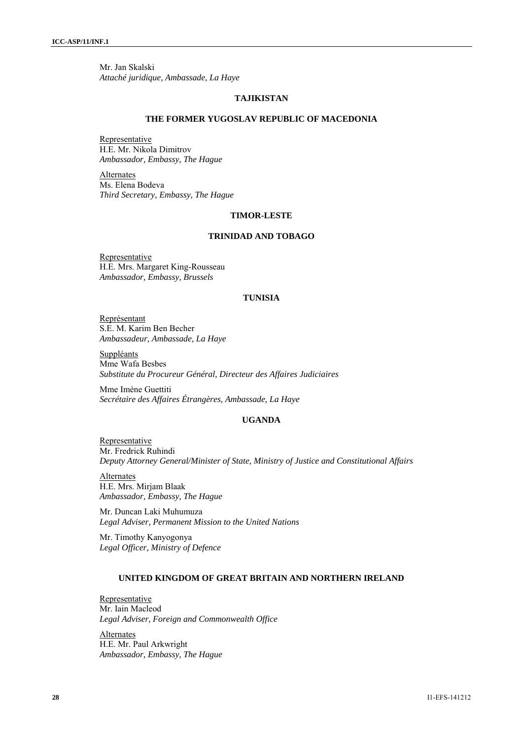Mr. Jan Skalski
*Attaché juridique, Ambassade, La Haye*

### TAJIKISTAN

### THE FORMER YUGOSLAV REPUBLIC OF MACEDONIA

Representative
H.E. Mr. Nikola Dimitrov
*Ambassador, Embassy, The Hague*

Alternates
Ms. Elena Bodeva
*Third Secretary, Embassy, The Hague*

### TIMOR-LESTE

### TRINIDAD AND TOBAGO

Representative
H.E. Mrs. Margaret King-Rousseau
*Ambassador, Embassy, Brussels*

### TUNISIA

Représentant
S.E. M. Karim Ben Becher
*Ambassadeur, Ambassade, La Haye*

Suppléants
Mme Wafa Besbes
*Substitute du Procureur Général, Directeur des Affaires Judiciaires*

Mme Imène Guettiti
*Secrétaire des Affaires Étrangères, Ambassade, La Haye*

### UGANDA

Representative
Mr. Fredrick Ruhindi
*Deputy Attorney General/Minister of State, Ministry of Justice and Constitutional Affairs*

Alternates
H.E. Mrs. Mirjam Blaak
*Ambassador, Embassy, The Hague*

Mr. Duncan Laki Muhumuza
*Legal Adviser, Permanent Mission to the United Nations*

Mr. Timothy Kanyogonya
*Legal Officer, Ministry of Defence*

### UNITED KINGDOM OF GREAT BRITAIN AND NORTHERN IRELAND

Representative
Mr. Iain Macleod
*Legal Adviser, Foreign and Commonwealth Office*

Alternates
H.E. Mr. Paul Arkwright
*Ambassador, Embassy, The Hague*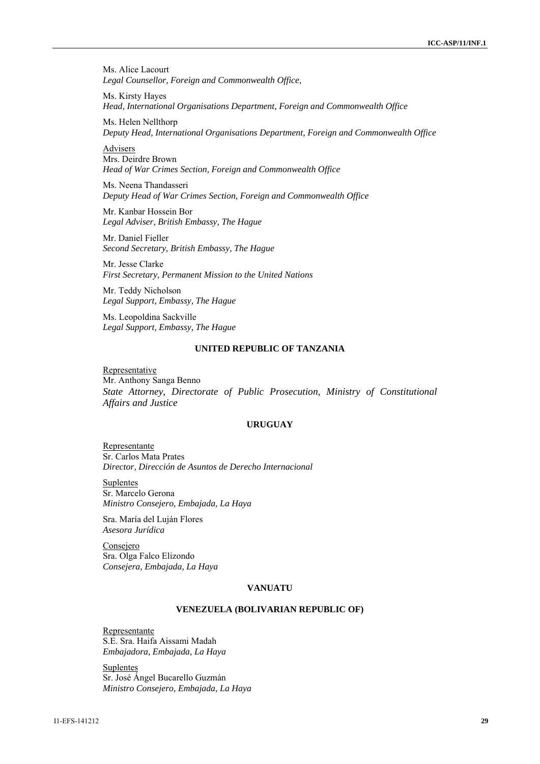Ms. Alice Lacourt
*Legal Counsellor, Foreign and Commonwealth Office,*

Ms. Kirsty Hayes
*Head, International Organisations Department, Foreign and Commonwealth Office*

Ms. Helen Nellthorp
*Deputy Head, International Organisations Department, Foreign and Commonwealth Office*

Advisers
Mrs. Deirdre Brown
*Head of War Crimes Section, Foreign and Commonwealth Office*

Ms. Neena Thandasseri
*Deputy Head of War Crimes Section, Foreign and Commonwealth Office*

Mr. Kanbar Hossein Bor
*Legal Adviser, British Embassy, The Hague*

Mr. Daniel Fieller
*Second Secretary, British Embassy, The Hague*

Mr. Jesse Clarke
*First Secretary, Permanent Mission to the United Nations*

Mr. Teddy Nicholson
*Legal Support, Embassy, The Hague*

Ms. Leopoldina Sackville
*Legal Support, Embassy, The Hague*

**UNITED REPUBLIC OF TANZANIA**

Representative
Mr. Anthony Sanga Benno
*State Attorney, Directorate of Public Prosecution, Ministry of Constitutional Affairs and Justice*

**URUGUAY**

Representante
Sr. Carlos Mata Prates
*Director, Dirección de Asuntos de Derecho Internacional*

Suplentes
Sr. Marcelo Gerona
*Ministro Consejero, Embajada, La Haya*

Sra. María del Luján Flores
*Asesora Jurídica*

Consejero
Sra. Olga Falco Elizondo
*Consejera, Embajada, La Haya*

**VANUATU**

**VENEZUELA (BOLIVARIAN REPUBLIC OF)**

Representante
S.E. Sra. Haifa Aissami Madah
*Embajadora, Embajada, La Haya*

Suplentes
Sr. José Ángel Bucarello Guzmán
*Ministro Consejero, Embajada, La Haya*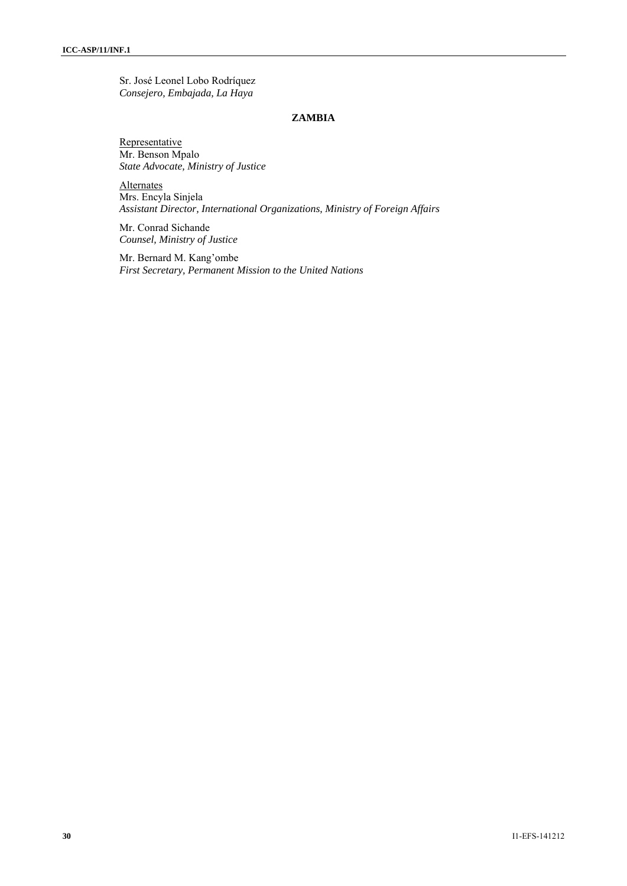Sr. José Leonel Lobo Rodríquez
*Consejero, Embajada, La Haya*

**ZAMBIA**

Representative
Mr. Benson Mpalo
*State Advocate, Ministry of Justice*

Alternates
Mrs. Encyla Sinjela
*Assistant Director, International Organizations, Ministry of Foreign Affairs*

Mr. Conrad Sichande
*Counsel, Ministry of Justice*

Mr. Bernard M. Kang'ombe
*First Secretary, Permanent Mission to the United Nations*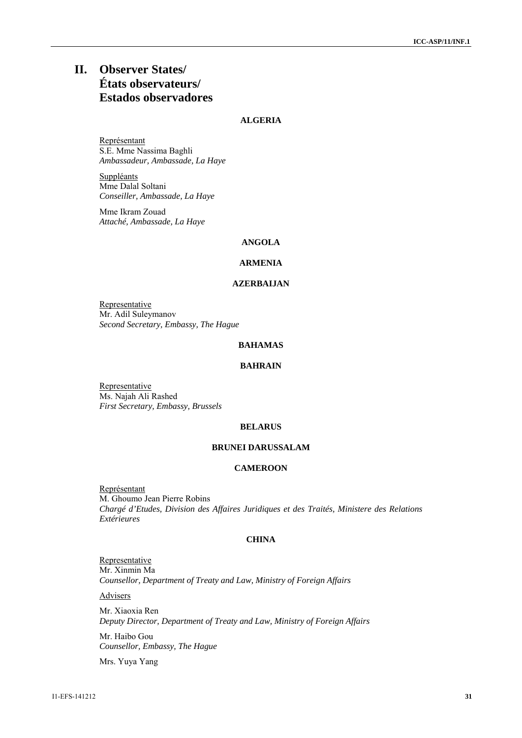# II. Observer States/ États observateurs/ Estados observadores

### ALGERIA

Représentant
S.E. Mme Nassima Baghli
*Ambassadeur, Ambassade, La Haye*

Suppléants
Mme Dalal Soltani
*Conseiller, Ambassade, La Haye*

Mme Ikram Zouad
*Attaché, Ambassade, La Haye*

### ANGOLA

### ARMENIA

### AZERBAIJAN

Representative
Mr. Adil Suleymanov
*Second Secretary, Embassy, The Hague*

### BAHAMAS

### BAHRAIN

Representative
Ms. Najah Ali Rashed
*First Secretary, Embassy, Brussels*

### BELARUS

### BRUNEI DARUSSALAM

### CAMEROON

Représentant
M. Ghoumo Jean Pierre Robins
*Chargé d'Etudes, Division des Affaires Juridiques et des Traités, Ministere des Relations Extérieures*

### CHINA

Representative
Mr. Xinmin Ma
*Counsellor, Department of Treaty and Law, Ministry of Foreign Affairs*

Advisers

Mr. Xiaoxia Ren
*Deputy Director, Department of Treaty and Law, Ministry of Foreign Affairs*

Mr. Haibo Gou
*Counsellor, Embassy, The Hague*

Mrs. Yuya Yang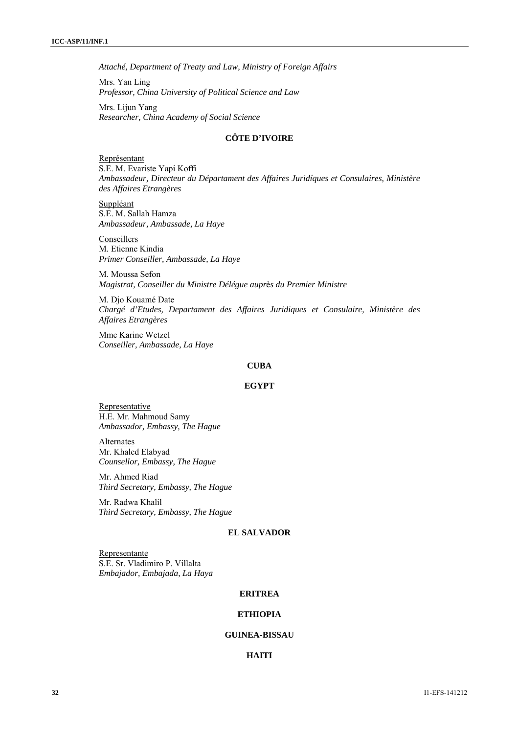*Attaché, Department of Treaty and Law, Ministry of Foreign Affairs*

Mrs. Yan Ling
*Professor, China University of Political Science and Law*

Mrs. Lijun Yang
*Researcher, China Academy of Social Science*

**CÔTE D'IVOIRE**

Représentant
S.E. M. Evariste Yapi Koffi
*Ambassadeur, Directeur du Départament des Affaires Juridíques et Consulaires, Ministère des Affaires Etrangères*

Suppléant
S.E. M. Sallah Hamza
*Ambassadeur, Ambassade, La Haye*

Conseillers
M. Etienne Kindia
*Primer Conseiller, Ambassade, La Haye*

M. Moussa Sefon
*Magistrat, Conseiller du Ministre Délégue auprès du Premier Ministre*

M. Djo Kouamé Date
*Chargé d'Etudes, Departament des Affaires Juridiques et Consulaire, Ministère des Affaires Etrangères*

Mme Karine Wetzel
*Conseiller, Ambassade, La Haye*

**CUBA**

**EGYPT**

Representative
H.E. Mr. Mahmoud Samy
*Ambassador, Embassy, The Hague*

Alternates
Mr. Khaled Elabyad
*Counsellor, Embassy, The Hague*

Mr. Ahmed Riad
*Third Secretary, Embassy, The Hague*

Mr. Radwa Khalil
*Third Secretary, Embassy, The Hague*

**EL SALVADOR**

Representante
S.E. Sr. Vladimiro P. Villalta
*Embajador, Embajada, La Haya*

**ERITREA**

**ETHIOPIA**

**GUINEA-BISSAU**

**HAITI**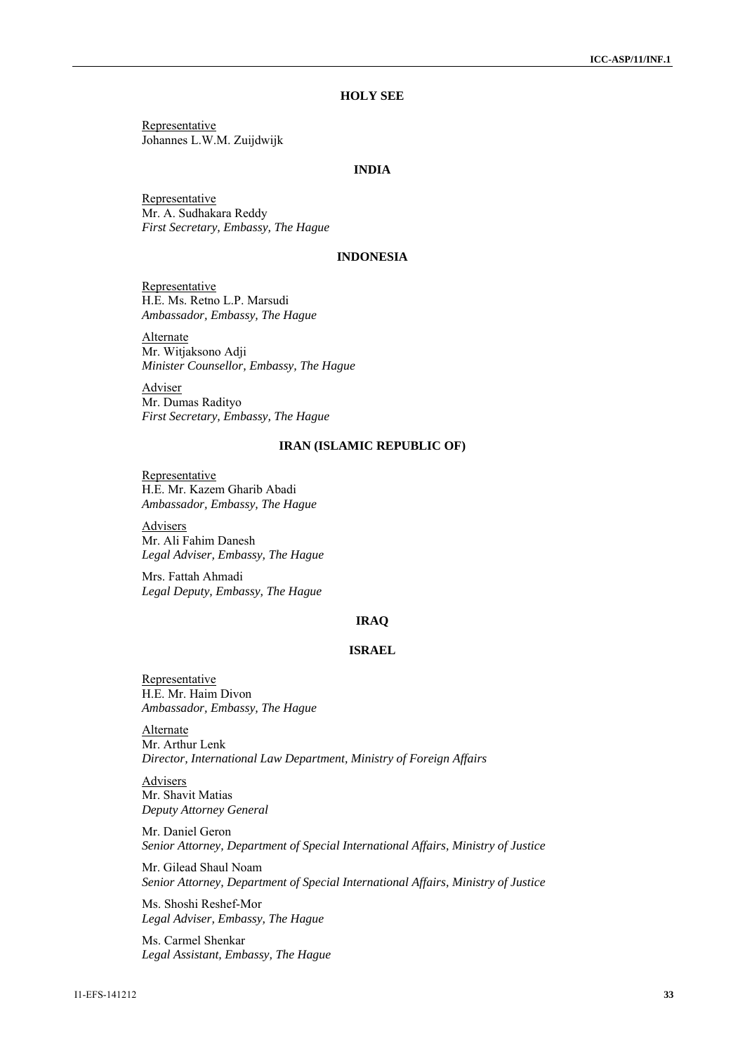### HOLY SEE

Representative
Johannes L.W.M. Zuijdwijk

### INDIA

Representative
Mr. A. Sudhakara Reddy
*First Secretary, Embassy, The Hague*

### INDONESIA

Representative
H.E. Ms. Retno L.P. Marsudi
*Ambassador, Embassy, The Hague*

Alternate
Mr. Witjaksono Adji
*Minister Counsellor, Embassy, The Hague*

Adviser
Mr. Dumas Radityo
*First Secretary, Embassy, The Hague*

### IRAN (ISLAMIC REPUBLIC OF)

Representative
H.E. Mr. Kazem Gharib Abadi
*Ambassador, Embassy, The Hague*

Advisers
Mr. Ali Fahim Danesh
*Legal Adviser, Embassy, The Hague*

Mrs. Fattah Ahmadi
*Legal Deputy, Embassy, The Hague*

### IRAQ

### ISRAEL

Representative
H.E. Mr. Haim Divon
*Ambassador, Embassy, The Hague*

Alternate
Mr. Arthur Lenk
*Director, International Law Department, Ministry of Foreign Affairs*

Advisers
Mr. Shavit Matias
*Deputy Attorney General*

Mr. Daniel Geron
*Senior Attorney, Department of Special International Affairs, Ministry of Justice*

Mr. Gilead Shaul Noam
*Senior Attorney, Department of Special International Affairs, Ministry of Justice*

Ms. Shoshi Reshef-Mor
*Legal Adviser, Embassy, The Hague*

Ms. Carmel Shenkar
*Legal Assistant, Embassy, The Hague*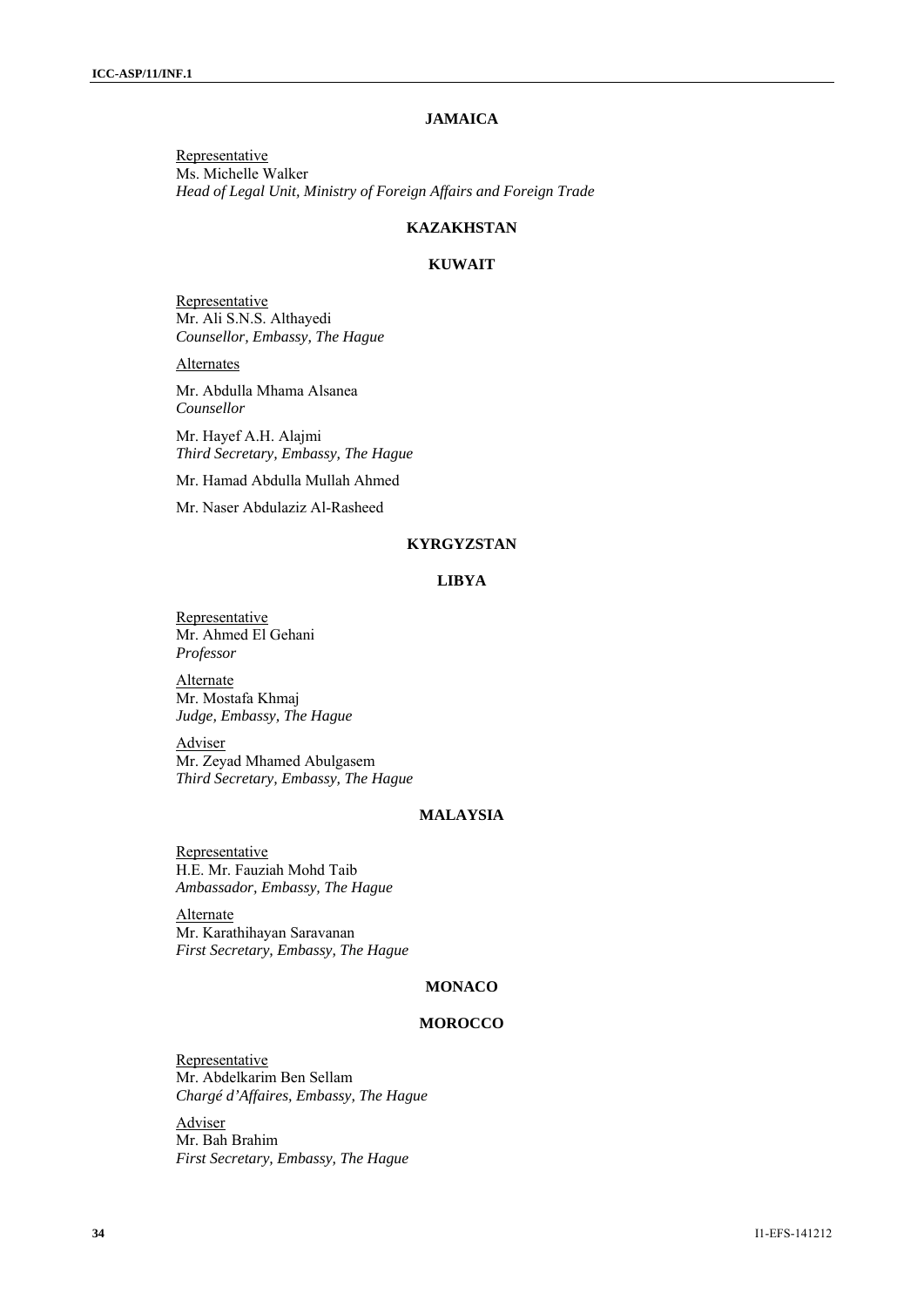## JAMAICA

Representative
Ms. Michelle Walker
*Head of Legal Unit, Ministry of Foreign Affairs and Foreign Trade*

## KAZAKHSTAN

## KUWAIT

Representative
Mr. Ali S.N.S. Althayedi
*Counsellor, Embassy, The Hague*

Alternates

Mr. Abdulla Mhama Alsanea
*Counsellor*

Mr. Hayef A.H. Alajmi
*Third Secretary, Embassy, The Hague*

Mr. Hamad Abdulla Mullah Ahmed

Mr. Naser Abdulaziz Al-Rasheed

## KYRGYZSTAN

## LIBYA

Representative
Mr. Ahmed El Gehani
*Professor*

Alternate
Mr. Mostafa Khmaj
*Judge, Embassy, The Hague*

Adviser
Mr. Zeyad Mhamed Abulgasem
*Third Secretary, Embassy, The Hague*

## MALAYSIA

Representative
H.E. Mr. Fauziah Mohd Taib
*Ambassador, Embassy, The Hague*

Alternate
Mr. Karathihayan Saravanan
*First Secretary, Embassy, The Hague*

## MONACO

## MOROCCO

Representative
Mr. Abdelkarim Ben Sellam
*Chargé d'Affaires, Embassy, The Hague*

Adviser
Mr. Bah Brahim
*First Secretary, Embassy, The Hague*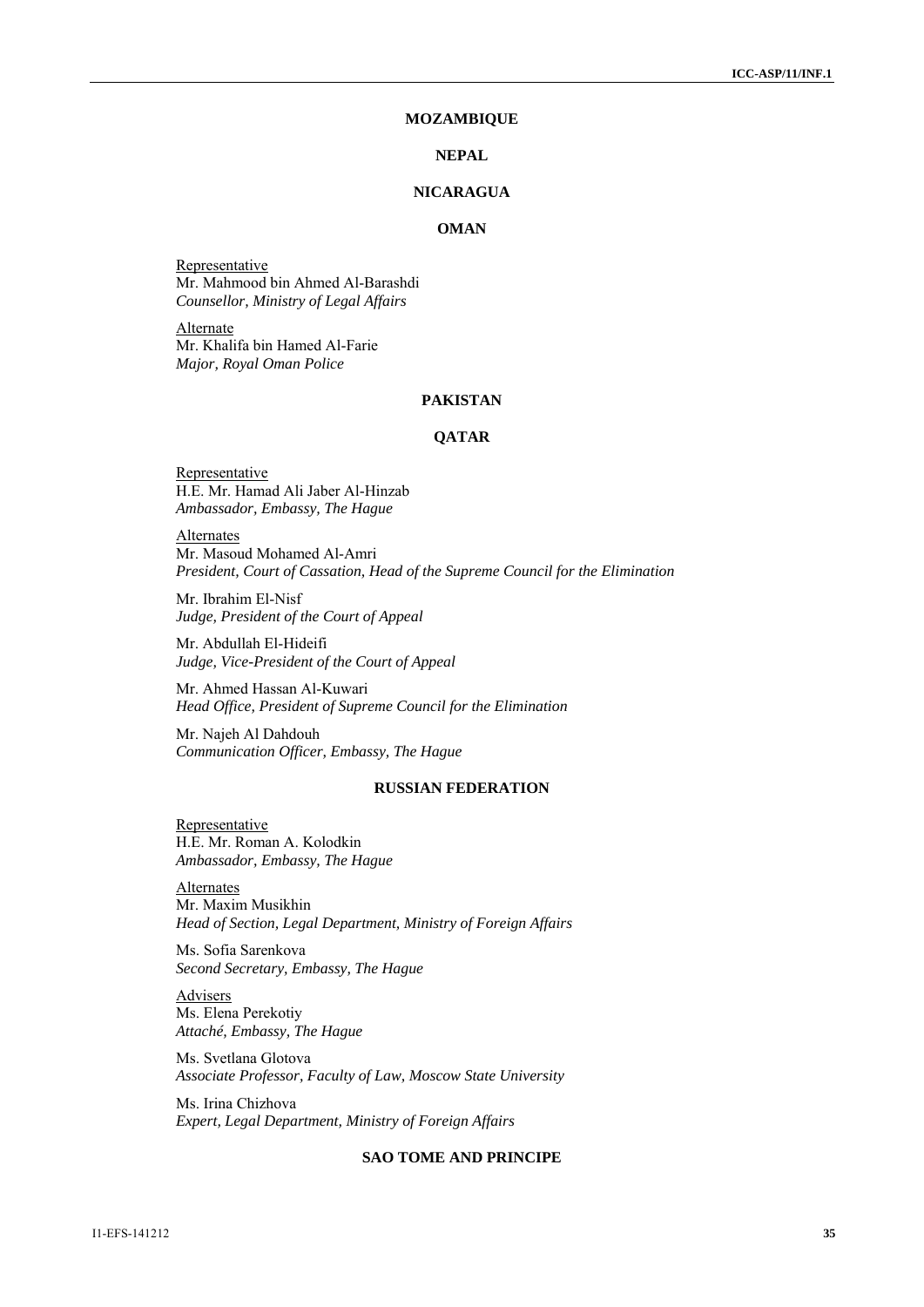## MOZAMBIQUE

## NEPAL

## NICARAGUA

## OMAN

Representative
Mr. Mahmood bin Ahmed Al-Barashdi
*Counsellor, Ministry of Legal Affairs*

Alternate
Mr. Khalifa bin Hamed Al-Farie
*Major, Royal Oman Police*

## PAKISTAN

## QATAR

Representative
H.E. Mr. Hamad Ali Jaber Al-Hinzab
*Ambassador, Embassy, The Hague*

Alternates
Mr. Masoud Mohamed Al-Amri
*President, Court of Cassation, Head of the Supreme Council for the Elimination*

Mr. Ibrahim El-Nisf
*Judge, President of the Court of Appeal*

Mr. Abdullah El-Hideifi
*Judge, Vice-President of the Court of Appeal*

Mr. Ahmed Hassan Al-Kuwari
*Head Office, President of Supreme Council for the Elimination*

Mr. Najeh Al Dahdouh
*Communication Officer, Embassy, The Hague*

## RUSSIAN FEDERATION

Representative
H.E. Mr. Roman A. Kolodkin
*Ambassador, Embassy, The Hague*

Alternates
Mr. Maxim Musikhin
*Head of Section, Legal Department, Ministry of Foreign Affairs*

Ms. Sofia Sarenkova
*Second Secretary, Embassy, The Hague*

Advisers
Ms. Elena Perekotiy
*Attaché, Embassy, The Hague*

Ms. Svetlana Glotova
*Associate Professor, Faculty of Law, Moscow State University*

Ms. Irina Chizhova
*Expert, Legal Department, Ministry of Foreign Affairs*

## SAO TOME AND PRINCIPE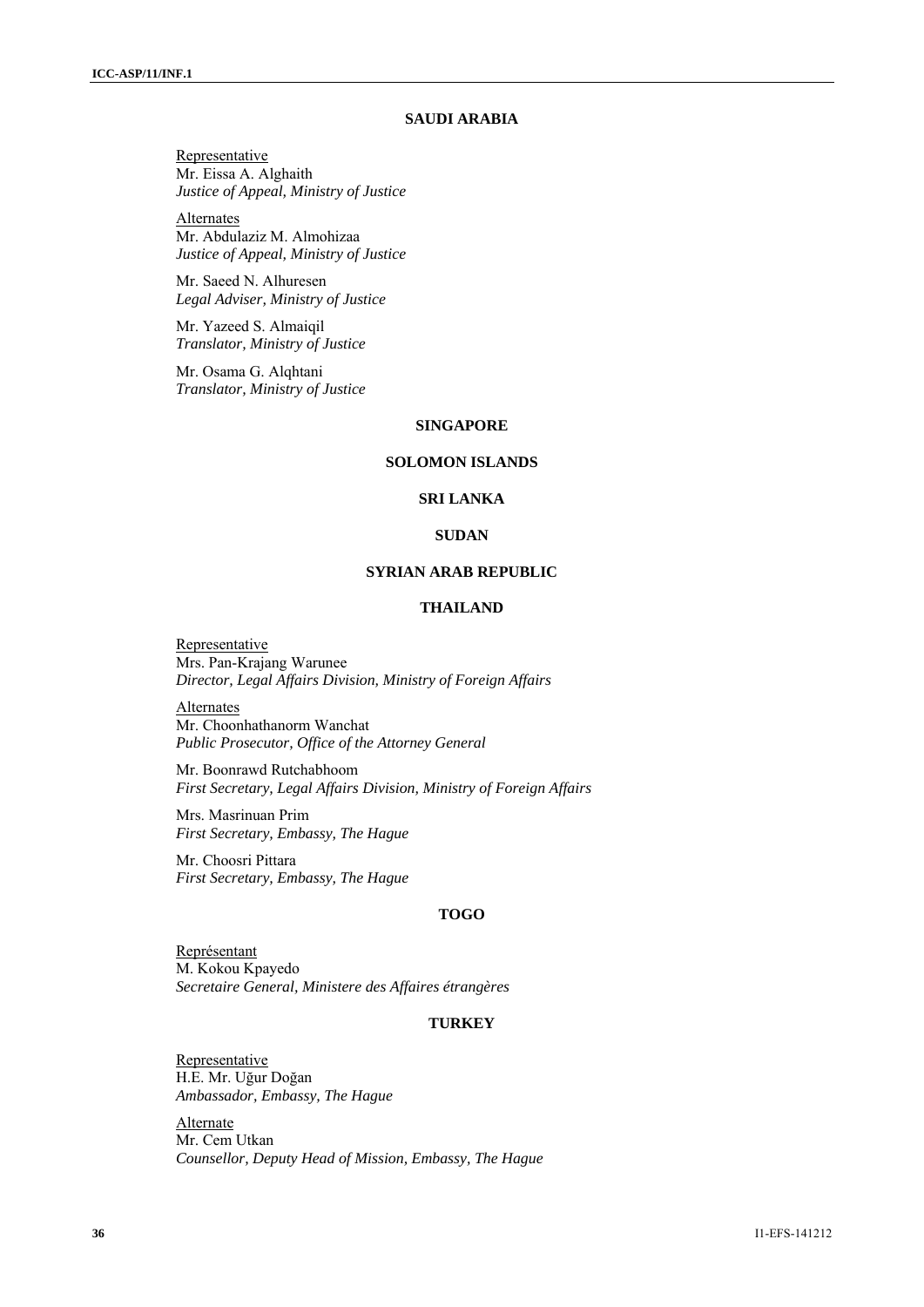## SAUDI ARABIA

Representative
Mr. Eissa A. Alghaith
*Justice of Appeal, Ministry of Justice*

Alternates
Mr. Abdulaziz M. Almohizaa
*Justice of Appeal, Ministry of Justice*

Mr. Saeed N. Alhuresen
*Legal Adviser, Ministry of Justice*

Mr. Yazeed S. Almaiqil
*Translator, Ministry of Justice*

Mr. Osama G. Alqhtani
*Translator, Ministry of Justice*

## SINGAPORE

## SOLOMON ISLANDS

## SRI LANKA

## SUDAN

## SYRIAN ARAB REPUBLIC

## THAILAND

Representative
Mrs. Pan-Krajang Warunee
*Director, Legal Affairs Division, Ministry of Foreign Affairs*

Alternates
Mr. Choonhathanorm Wanchat
*Public Prosecutor, Office of the Attorney General*

Mr. Boonrawd Rutchabhoom
*First Secretary, Legal Affairs Division, Ministry of Foreign Affairs*

Mrs. Masrinuan Prim
*First Secretary, Embassy, The Hague*

Mr. Choosri Pittara
*First Secretary, Embassy, The Hague*

## TOGO

Représentant
M. Kokou Kpayedo
*Secretaire General, Ministere des Affaires étrangères*

## TURKEY

Representative
H.E. Mr. Uğur Doğan
*Ambassador, Embassy, The Hague*

Alternate
Mr. Cem Utkan
*Counsellor, Deputy Head of Mission, Embassy, The Hague*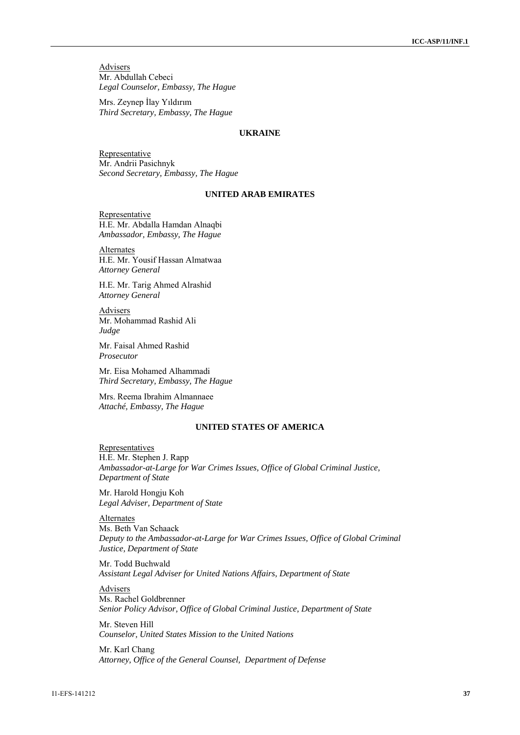Advisers
Mr. Abdullah Cebeci
*Legal Counselor, Embassy, The Hague*

Mrs. Zeynep İlay Yıldırım
*Third Secretary, Embassy, The Hague*

**UKRAINE**

Representative
Mr. Andrii Pasichnyk
*Second Secretary, Embassy, The Hague*

**UNITED ARAB EMIRATES**

Representative
H.E. Mr. Abdalla Hamdan Alnaqbi
*Ambassador, Embassy, The Hague*

Alternates
H.E. Mr. Yousif Hassan Almatwaa
*Attorney General*

H.E. Mr. Tarig Ahmed Alrashid
*Attorney General*

Advisers
Mr. Mohammad Rashid Ali
*Judge*

Mr. Faisal Ahmed Rashid
*Prosecutor*

Mr. Eisa Mohamed Alhammadi
*Third Secretary, Embassy, The Hague*

Mrs. Reema Ibrahim Almannaee
*Attaché, Embassy, The Hague*

**UNITED STATES OF AMERICA**

Representatives
H.E. Mr. Stephen J. Rapp
*Ambassador-at-Large for War Crimes Issues, Office of Global Criminal Justice, Department of State*

Mr. Harold Hongju Koh
*Legal Adviser, Department of State*

Alternates
Ms. Beth Van Schaack
*Deputy to the Ambassador-at-Large for War Crimes Issues, Office of Global Criminal Justice, Department of State*

Mr. Todd Buchwald
*Assistant Legal Adviser for United Nations Affairs, Department of State*

Advisers
Ms. Rachel Goldbrenner
*Senior Policy Advisor, Office of Global Criminal Justice, Department of State*

Mr. Steven Hill
*Counselor, United States Mission to the United Nations*

Mr. Karl Chang
*Attorney, Office of the General Counsel, Department of Defense*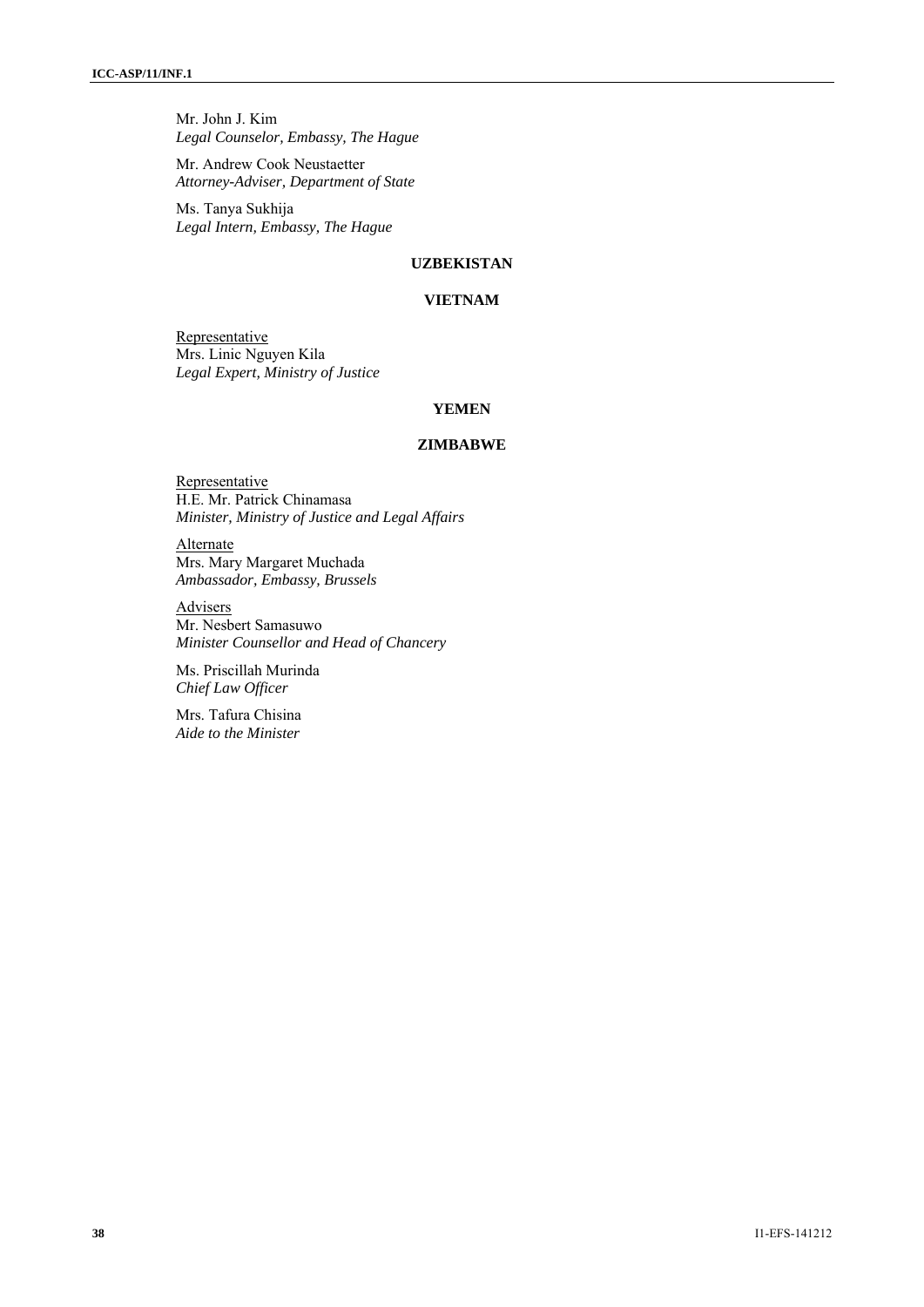Mr. John J. Kim
*Legal Counselor, Embassy, The Hague*

Mr. Andrew Cook Neustaetter
*Attorney-Adviser, Department of State*

Ms. Tanya Sukhija
*Legal Intern, Embassy, The Hague*

**UZBEKISTAN**

**VIETNAM**

Representative
Mrs. Linic Nguyen Kila
*Legal Expert, Ministry of Justice*

**YEMEN**

**ZIMBABWE**

Representative
H.E. Mr. Patrick Chinamasa
*Minister, Ministry of Justice and Legal Affairs*

Alternate
Mrs. Mary Margaret Muchada
*Ambassador, Embassy, Brussels*

Advisers
Mr. Nesbert Samasuwo
*Minister Counsellor and Head of Chancery*

Ms. Priscillah Murinda
*Chief Law Officer*

Mrs. Tafura Chisina
*Aide to the Minister*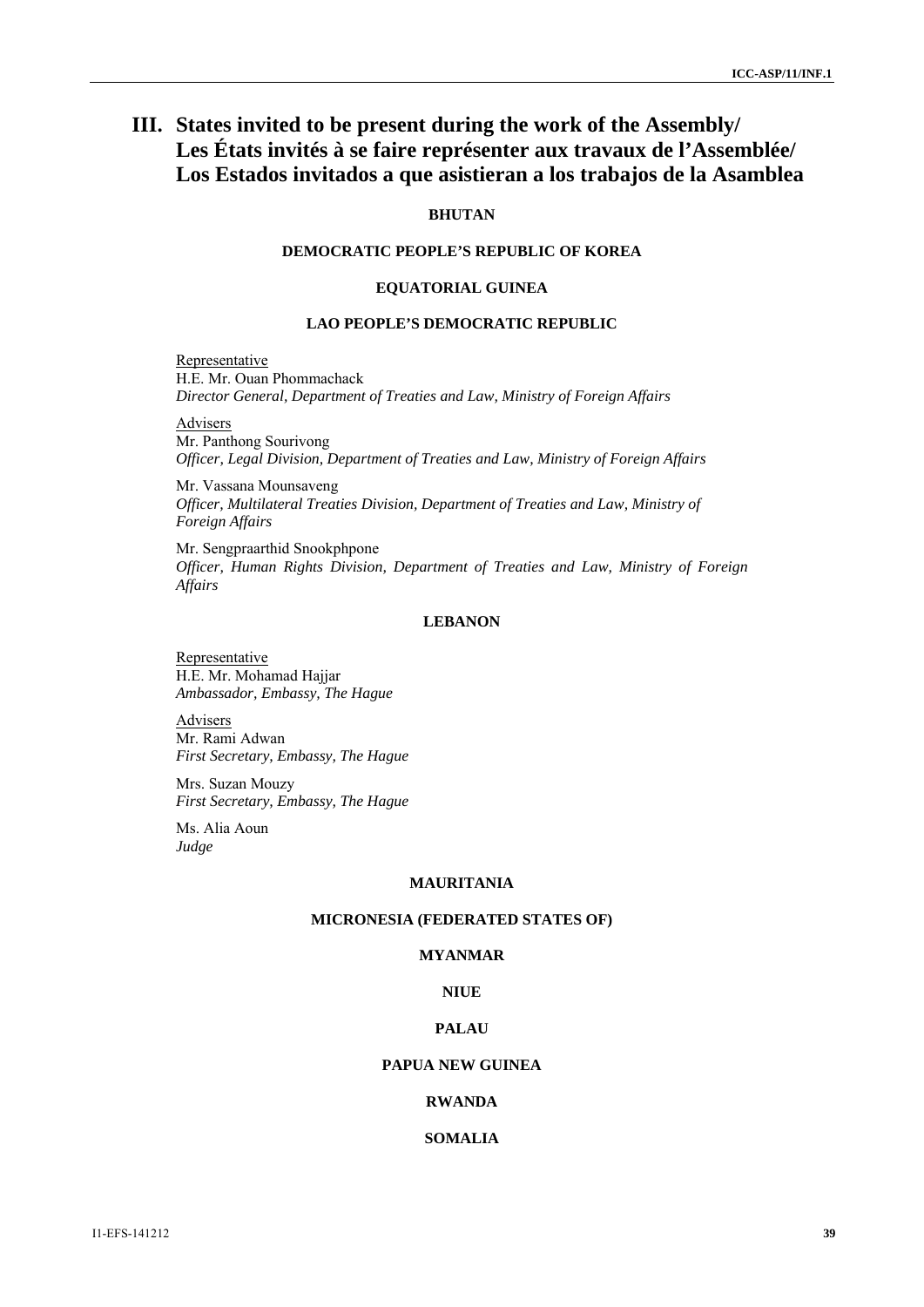# III. States invited to be present during the work of the Assembly/ Les États invités à se faire représenter aux travaux de l'Assemblée/ Los Estados invitados a que asistieran a los trabajos de la Asamblea

**BHUTAN**

**DEMOCRATIC PEOPLE'S REPUBLIC OF KOREA**

**EQUATORIAL GUINEA**

**LAO PEOPLE'S DEMOCRATIC REPUBLIC**

Representative
H.E. Mr. Ouan Phommachack
*Director General, Department of Treaties and Law, Ministry of Foreign Affairs*

Advisers
Mr. Panthong Sourivong
*Officer, Legal Division, Department of Treaties and Law, Ministry of Foreign Affairs*

Mr. Vassana Mounsaveng
*Officer, Multilateral Treaties Division, Department of Treaties and Law, Ministry of Foreign Affairs*

Mr. Sengpraarthid Snookphpone
*Officer, Human Rights Division, Department of Treaties and Law, Ministry of Foreign Affairs*

**LEBANON**

Representative
H.E. Mr. Mohamad Hajjar
*Ambassador, Embassy, The Hague*

Advisers
Mr. Rami Adwan
*First Secretary, Embassy, The Hague*

Mrs. Suzan Mouzy
*First Secretary, Embassy, The Hague*

Ms. Alia Aoun
*Judge*

**MAURITANIA**

**MICRONESIA (FEDERATED STATES OF)**

**MYANMAR**

**NIUE**

**PALAU**

**PAPUA NEW GUINEA**

**RWANDA**

**SOMALIA**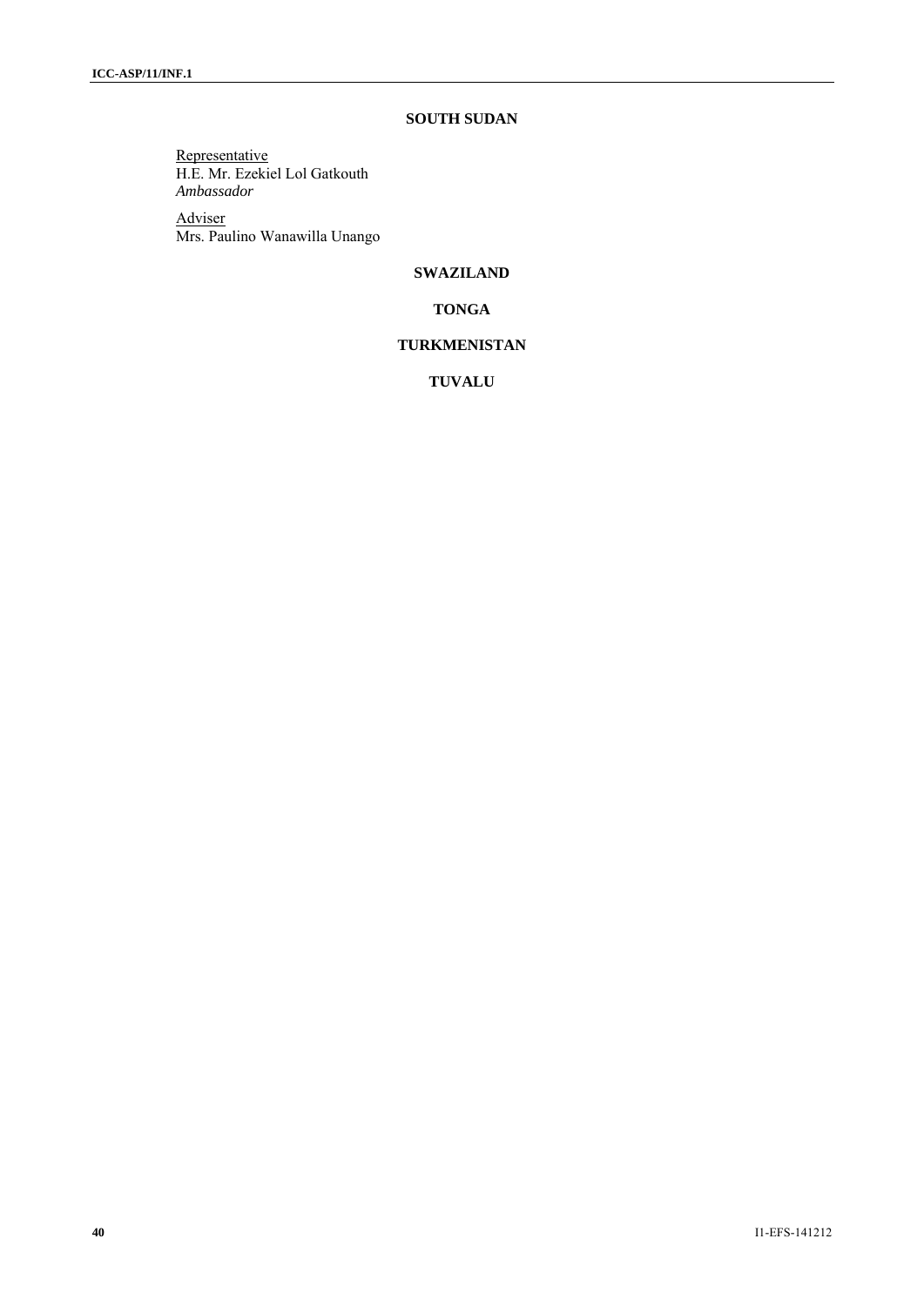## SOUTH SUDAN

Representative
H.E. Mr. Ezekiel Lol Gatkouth
*Ambassador*

Adviser
Mrs. Paulino Wanawilla Unango

## SWAZILAND

## TONGA

## TURKMENISTAN

## TUVALU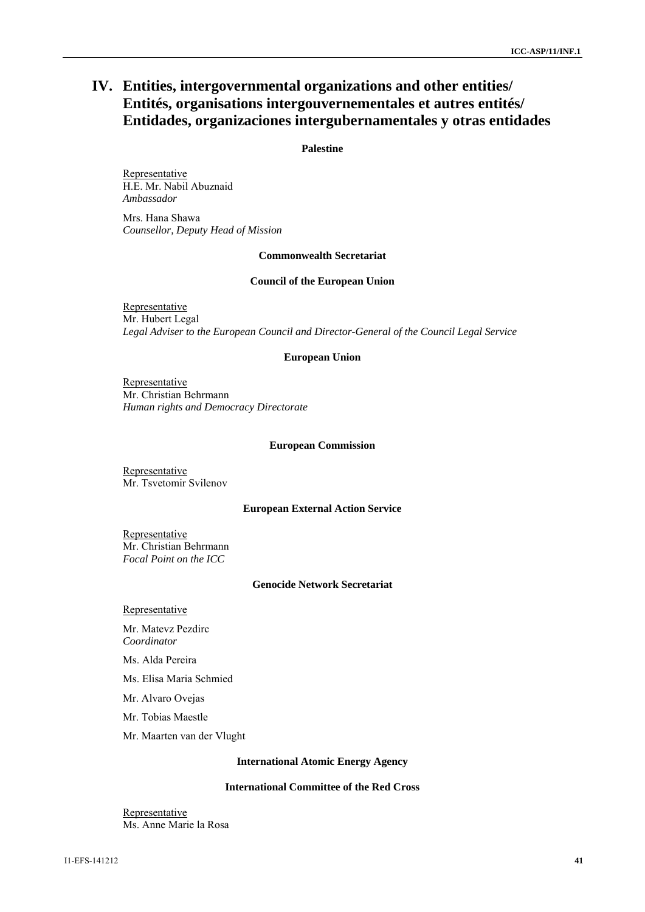# IV. Entities, intergovernmental organizations and other entities/ Entités, organisations intergouvernementales et autres entités/ Entidades, organizaciones intergubernamentales y otras entidades

**Palestine**

Representative
H.E. Mr. Nabil Abuznaid
*Ambassador*

Mrs. Hana Shawa
*Counsellor, Deputy Head of Mission*

**Commonwealth Secretariat**

**Council of the European Union**

Representative
Mr. Hubert Legal
*Legal Adviser to the European Council and Director-General of the Council Legal Service*

**European Union**

Representative
Mr. Christian Behrmann
*Human rights and Democracy Directorate*

**European Commission**

Representative
Mr. Tsvetomir Svilenov

**European External Action Service**

Representative
Mr. Christian Behrmann
*Focal Point on the ICC*

**Genocide Network Secretariat**

Representative

Mr. Matevz Pezdirc
*Coordinator*

Ms. Alda Pereira

Ms. Elisa Maria Schmied

Mr. Alvaro Ovejas

Mr. Tobias Maestle

Mr. Maarten van der Vlught

**International Atomic Energy Agency**

**International Committee of the Red Cross**

Representative
Ms. Anne Marie la Rosa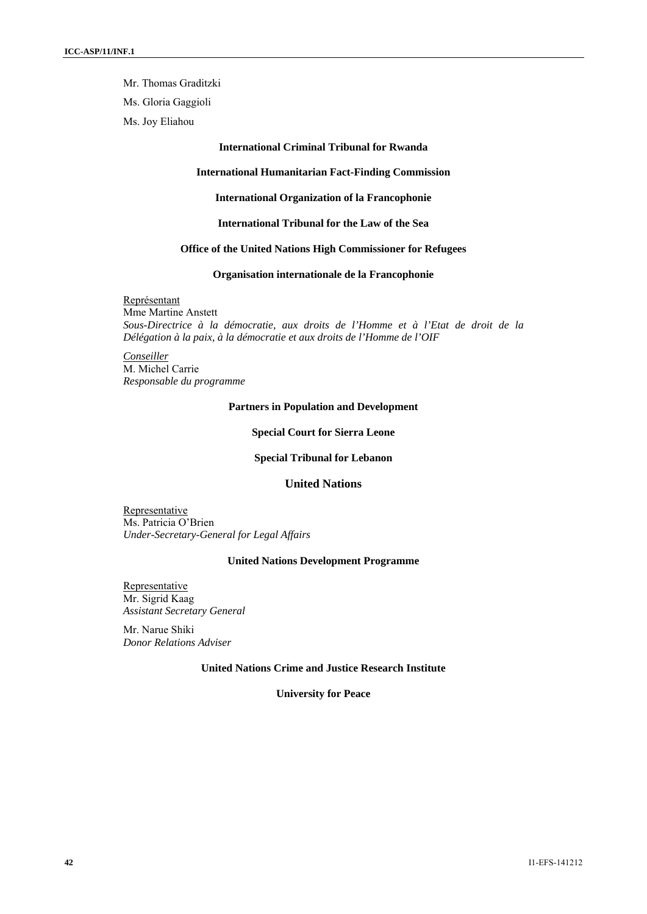Mr. Thomas Graditzki

Ms. Gloria Gaggioli

Ms. Joy Eliahou

**International Criminal Tribunal for Rwanda**

**International Humanitarian Fact-Finding Commission**

**International Organization of la Francophonie**

**International Tribunal for the Law of the Sea**

**Office of the United Nations High Commissioner for Refugees**

**Organisation internationale de la Francophonie**

Représentant
Mme Martine Anstett
*Sous-Directrice à la démocratie, aux droits de l'Homme et à l'Etat de droit de la Délégation à la paix, à la démocratie et aux droits de l'Homme de l'OIF*

*Conseiller*
M. Michel Carrie
*Responsable du programme*

**Partners in Population and Development**

**Special Court for Sierra Leone**

**Special Tribunal for Lebanon**

**United Nations**

Representative
Ms. Patricia O'Brien
*Under-Secretary-General for Legal Affairs*

**United Nations Development Programme**

Representative
Mr. Sigrid Kaag
*Assistant Secretary General*

Mr. Narue Shiki
*Donor Relations Adviser*

**United Nations Crime and Justice Research Institute**

**University for Peace**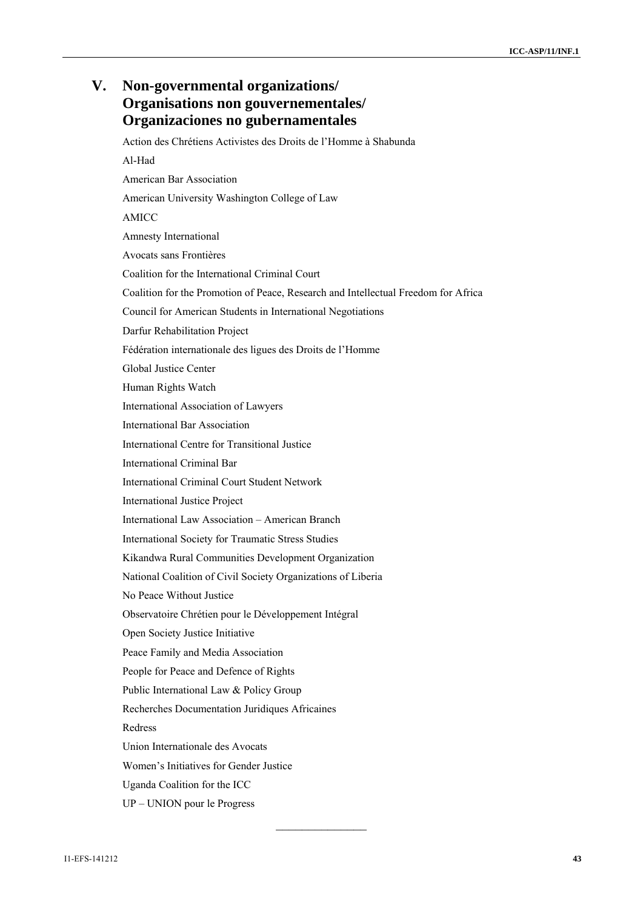## V. Non-governmental organizations/ Organisations non gouvernementales/ Organizaciones no gubernamentales

Action des Chrétiens Activistes des Droits de l'Homme à Shabunda

Al-Had

American Bar Association

American University Washington College of Law

AMICC

Amnesty International

Avocats sans Frontières

Coalition for the International Criminal Court

Coalition for the Promotion of Peace, Research and Intellectual Freedom for Africa

Council for American Students in International Negotiations

Darfur Rehabilitation Project

Fédération internationale des ligues des Droits de l'Homme

Global Justice Center

Human Rights Watch

International Association of Lawyers

International Bar Association

International Centre for Transitional Justice

International Criminal Bar

International Criminal Court Student Network

International Justice Project

International Law Association – American Branch

International Society for Traumatic Stress Studies

Kikandwa Rural Communities Development Organization

National Coalition of Civil Society Organizations of Liberia

No Peace Without Justice

Observatoire Chrétien pour le Développement Intégral

Open Society Justice Initiative

Peace Family and Media Association

People for Peace and Defence of Rights

Public International Law & Policy Group

Recherches Documentation Juridiques Africaines

Redress

Union Internationale des Avocats

Women's Initiatives for Gender Justice

Uganda Coalition for the ICC

UP – UNION pour le Progress

\_\_\_\_\_\_\_\_\_\_\_\_\_\_\_\_\_\_\_\_